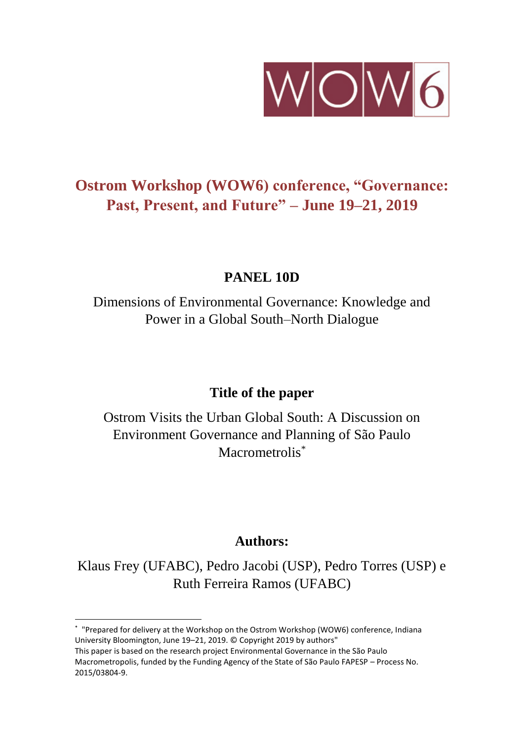# Ostrom Workshop (WOW6) conference, "Governance: Past, Present, and Future" – June 19–21, 2019

## PANEL 10D

Dimensions of Environmental Governance: Knowledge and Power in a Global South–North Dialogue

## Title of the paper

Ostrom Visits the Urban Global South: A Discussion on Environment Governance and Planning of São Paulo Macrometrolis[*]

## Authors:

Klaus Frey (UFABC), Pedro Jacobi (USP), Pedro Torres (USP) e Ruth Ferreira Ramos (UFABC)

---

[*] "Prepared for delivery at the Workshop on the Ostrom Workshop (WOW6) conference, Indiana University Bloomington, June 19–21, 2019. © Copyright 2019 by authors"
This paper is based on the research project Environmental Governance in the São Paulo Macrometropolis, funded by the Funding Agency of the State of São Paulo FAPESP – Process No. 2015/03804-9.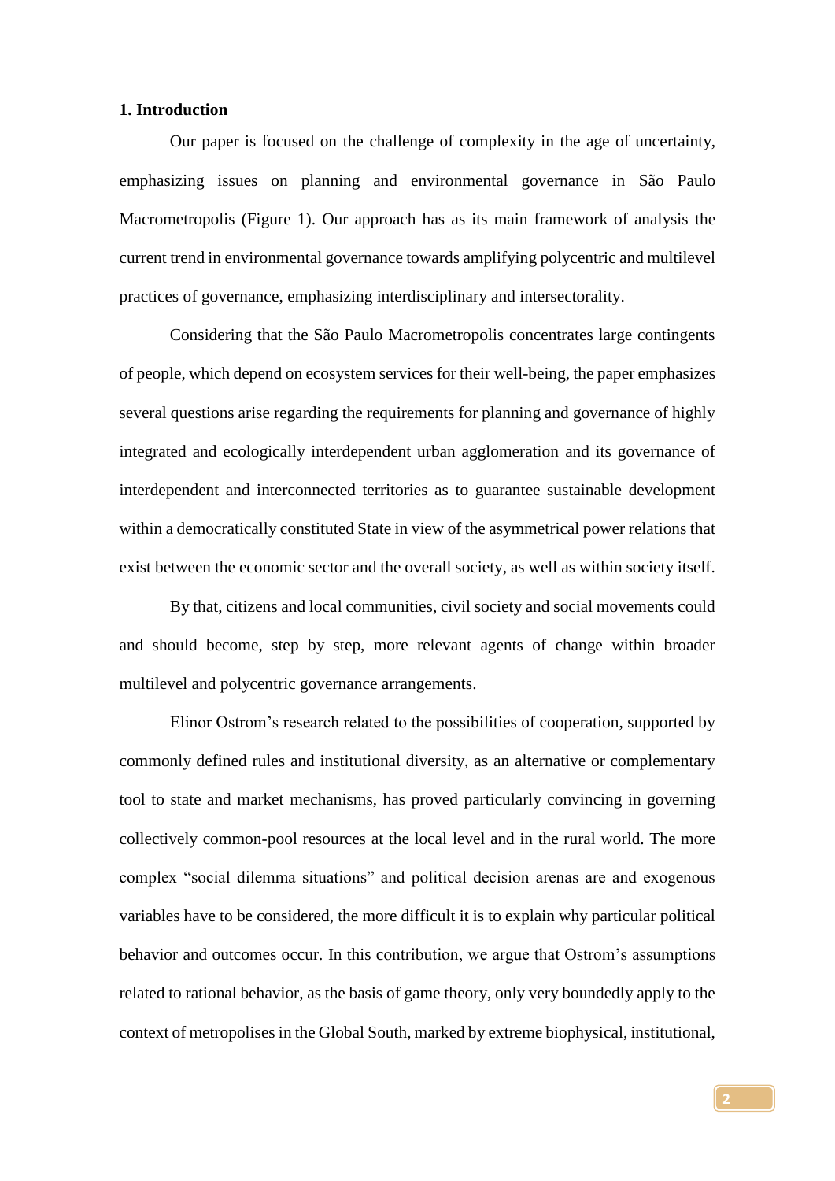## 1. Introduction

Our paper is focused on the challenge of complexity in the age of uncertainty, emphasizing issues on planning and environmental governance in São Paulo Macrometropolis (Figure 1). Our approach has as its main framework of analysis the current trend in environmental governance towards amplifying polycentric and multilevel practices of governance, emphasizing interdisciplinary and intersectorality.

Considering that the São Paulo Macrometropolis concentrates large contingents of people, which depend on ecosystem services for their well-being, the paper emphasizes several questions arise regarding the requirements for planning and governance of highly integrated and ecologically interdependent urban agglomeration and its governance of interdependent and interconnected territories as to guarantee sustainable development within a democratically constituted State in view of the asymmetrical power relations that exist between the economic sector and the overall society, as well as within society itself.

By that, citizens and local communities, civil society and social movements could and should become, step by step, more relevant agents of change within broader multilevel and polycentric governance arrangements.

Elinor Ostrom's research related to the possibilities of cooperation, supported by commonly defined rules and institutional diversity, as an alternative or complementary tool to state and market mechanisms, has proved particularly convincing in governing collectively common-pool resources at the local level and in the rural world. The more complex "social dilemma situations" and political decision arenas are and exogenous variables have to be considered, the more difficult it is to explain why particular political behavior and outcomes occur. In this contribution, we argue that Ostrom's assumptions related to rational behavior, as the basis of game theory, only very boundedly apply to the context of metropolises in the Global South, marked by extreme biophysical, institutional,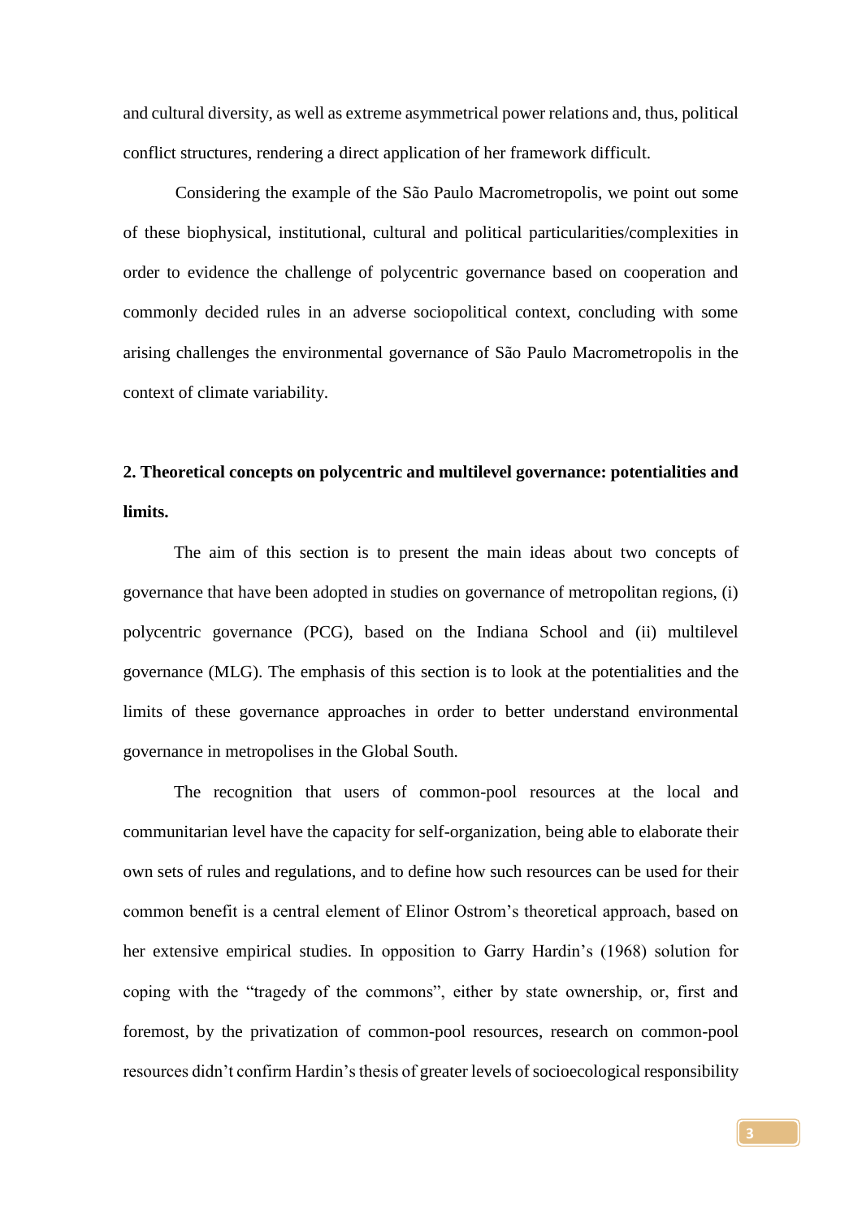and cultural diversity, as well as extreme asymmetrical power relations and, thus, political conflict structures, rendering a direct application of her framework difficult.

Considering the example of the São Paulo Macrometropolis, we point out some of these biophysical, institutional, cultural and political particularities/complexities in order to evidence the challenge of polycentric governance based on cooperation and commonly decided rules in an adverse sociopolitical context, concluding with some arising challenges the environmental governance of São Paulo Macrometropolis in the context of climate variability.

## 2. Theoretical concepts on polycentric and multilevel governance: potentialities and limits.

The aim of this section is to present the main ideas about two concepts of governance that have been adopted in studies on governance of metropolitan regions, (i) polycentric governance (PCG), based on the Indiana School and (ii) multilevel governance (MLG). The emphasis of this section is to look at the potentialities and the limits of these governance approaches in order to better understand environmental governance in metropolises in the Global South.

The recognition that users of common-pool resources at the local and communitarian level have the capacity for self-organization, being able to elaborate their own sets of rules and regulations, and to define how such resources can be used for their common benefit is a central element of Elinor Ostrom's theoretical approach, based on her extensive empirical studies. In opposition to Garry Hardin's (1968) solution for coping with the "tragedy of the commons", either by state ownership, or, first and foremost, by the privatization of common-pool resources, research on common-pool resources didn't confirm Hardin's thesis of greater levels of socioecological responsibility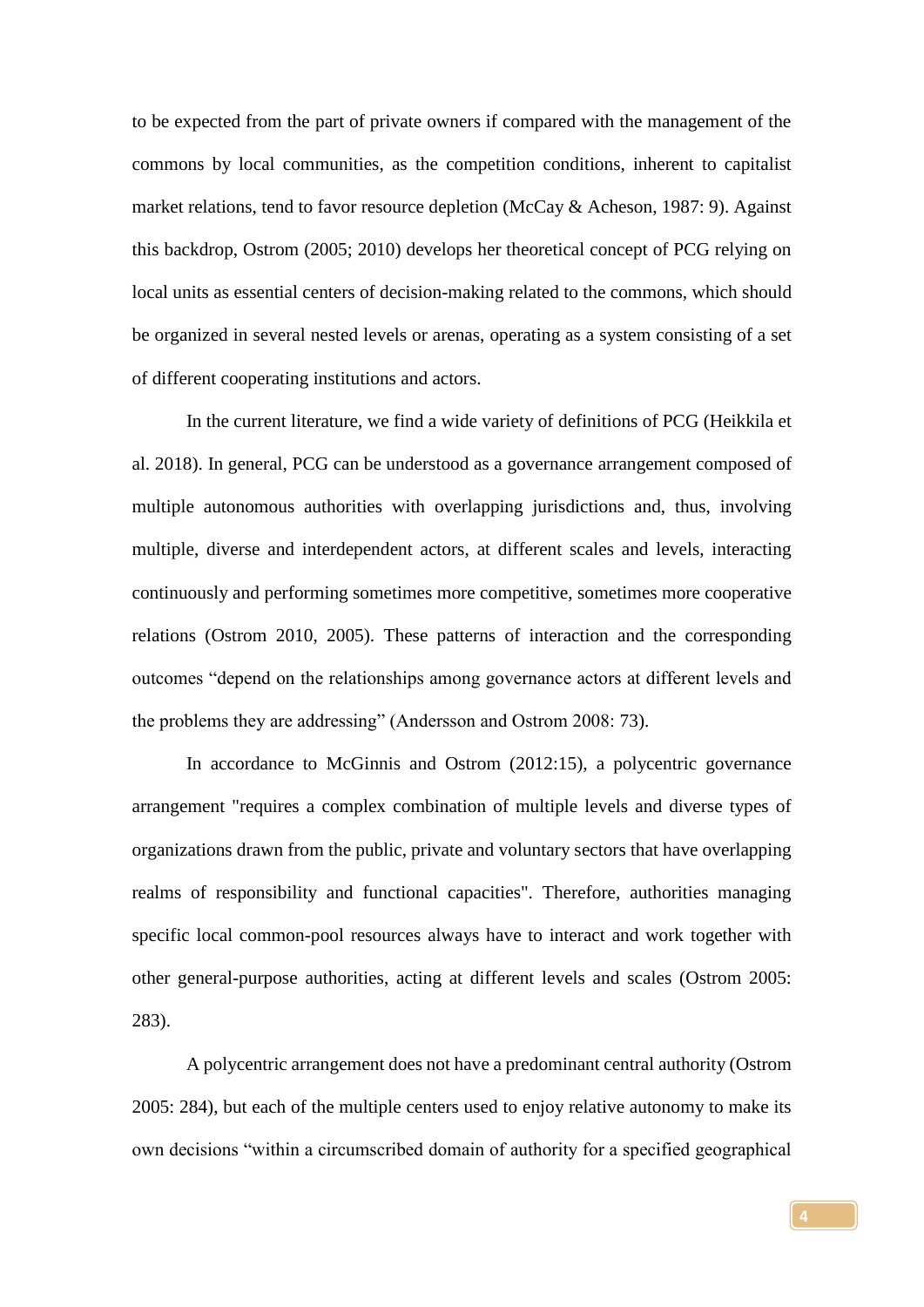to be expected from the part of private owners if compared with the management of the commons by local communities, as the competition conditions, inherent to capitalist market relations, tend to favor resource depletion (McCay & Acheson, 1987: 9). Against this backdrop, Ostrom (2005; 2010) develops her theoretical concept of PCG relying on local units as essential centers of decision-making related to the commons, which should be organized in several nested levels or arenas, operating as a system consisting of a set of different cooperating institutions and actors.

In the current literature, we find a wide variety of definitions of PCG (Heikkila et al. 2018). In general, PCG can be understood as a governance arrangement composed of multiple autonomous authorities with overlapping jurisdictions and, thus, involving multiple, diverse and interdependent actors, at different scales and levels, interacting continuously and performing sometimes more competitive, sometimes more cooperative relations (Ostrom 2010, 2005). These patterns of interaction and the corresponding outcomes "depend on the relationships among governance actors at different levels and the problems they are addressing" (Andersson and Ostrom 2008: 73).

In accordance to McGinnis and Ostrom (2012:15), a polycentric governance arrangement "requires a complex combination of multiple levels and diverse types of organizations drawn from the public, private and voluntary sectors that have overlapping realms of responsibility and functional capacities". Therefore, authorities managing specific local common-pool resources always have to interact and work together with other general-purpose authorities, acting at different levels and scales (Ostrom 2005: 283).

A polycentric arrangement does not have a predominant central authority (Ostrom 2005: 284), but each of the multiple centers used to enjoy relative autonomy to make its own decisions "within a circumscribed domain of authority for a specified geographical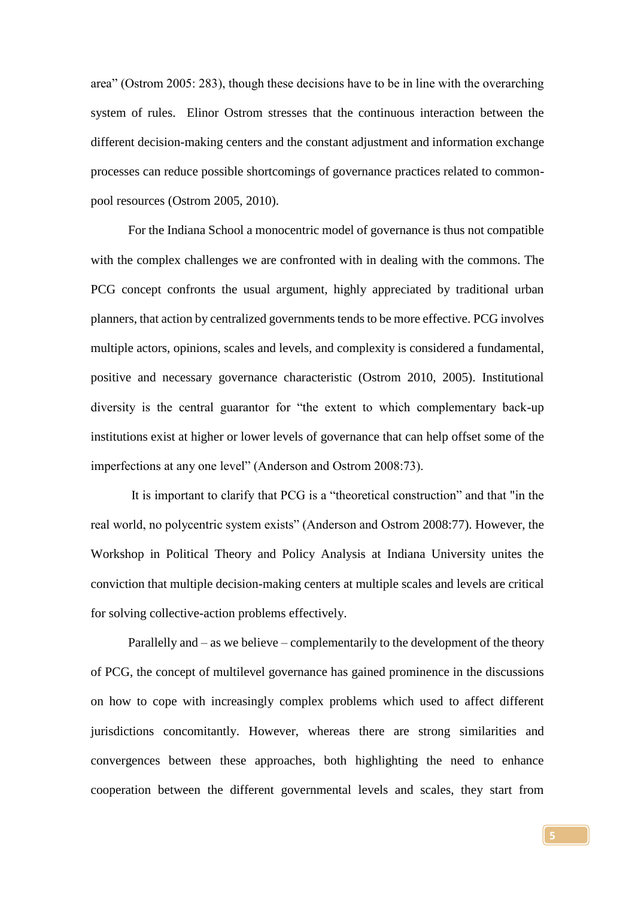area" (Ostrom 2005: 283), though these decisions have to be in line with the overarching system of rules. Elinor Ostrom stresses that the continuous interaction between the different decision-making centers and the constant adjustment and information exchange processes can reduce possible shortcomings of governance practices related to common-pool resources (Ostrom 2005, 2010).

For the Indiana School a monocentric model of governance is thus not compatible with the complex challenges we are confronted with in dealing with the commons. The PCG concept confronts the usual argument, highly appreciated by traditional urban planners, that action by centralized governments tends to be more effective. PCG involves multiple actors, opinions, scales and levels, and complexity is considered a fundamental, positive and necessary governance characteristic (Ostrom 2010, 2005). Institutional diversity is the central guarantor for "the extent to which complementary back-up institutions exist at higher or lower levels of governance that can help offset some of the imperfections at any one level" (Anderson and Ostrom 2008:73).

It is important to clarify that PCG is a "theoretical construction" and that "in the real world, no polycentric system exists" (Anderson and Ostrom 2008:77). However, the Workshop in Political Theory and Policy Analysis at Indiana University unites the conviction that multiple decision-making centers at multiple scales and levels are critical for solving collective-action problems effectively.

Parallelly and – as we believe – complementarily to the development of the theory of PCG, the concept of multilevel governance has gained prominence in the discussions on how to cope with increasingly complex problems which used to affect different jurisdictions concomitantly. However, whereas there are strong similarities and convergences between these approaches, both highlighting the need to enhance cooperation between the different governmental levels and scales, they start from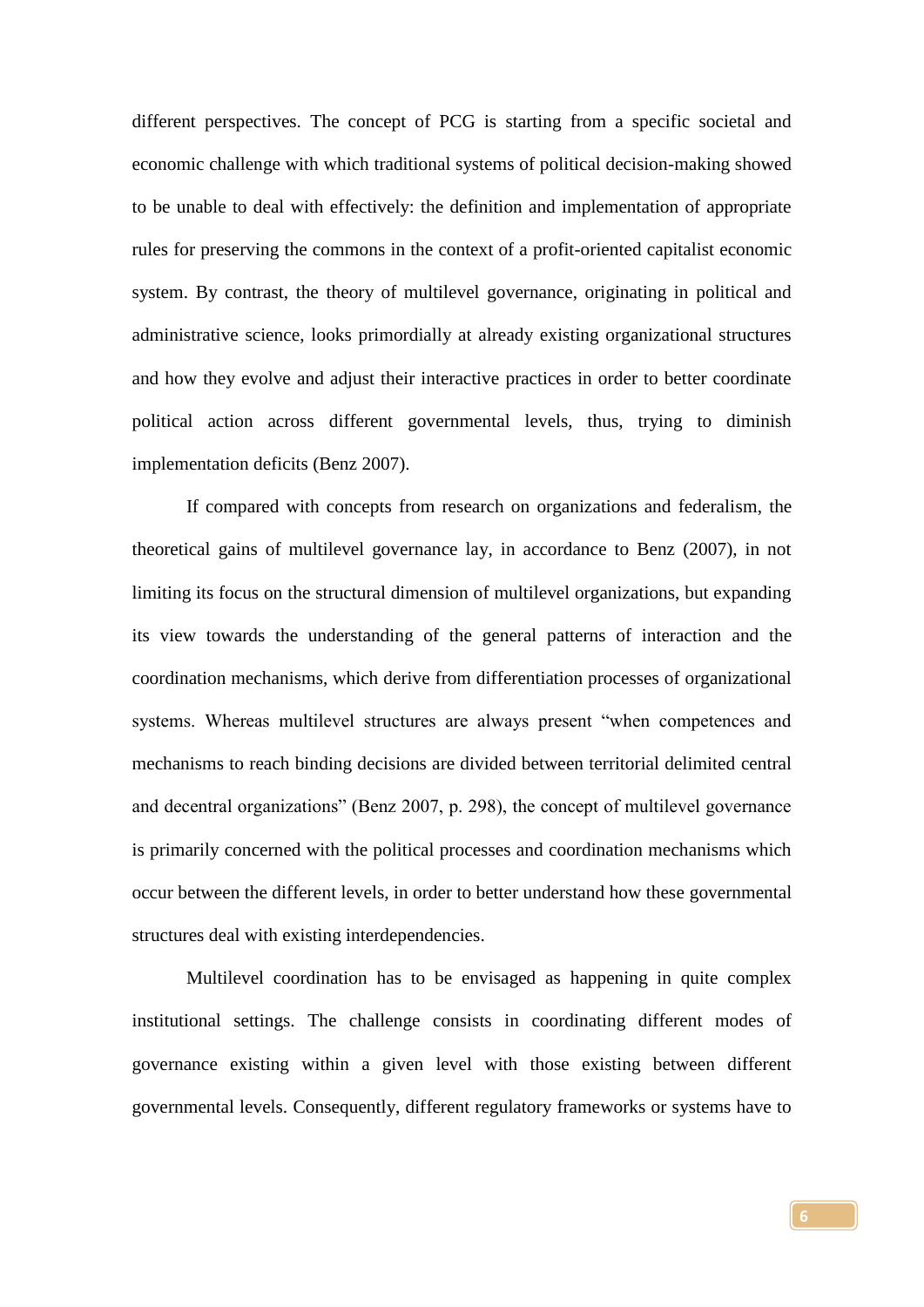different perspectives. The concept of PCG is starting from a specific societal and economic challenge with which traditional systems of political decision-making showed to be unable to deal with effectively: the definition and implementation of appropriate rules for preserving the commons in the context of a profit-oriented capitalist economic system. By contrast, the theory of multilevel governance, originating in political and administrative science, looks primordially at already existing organizational structures and how they evolve and adjust their interactive practices in order to better coordinate political action across different governmental levels, thus, trying to diminish implementation deficits (Benz 2007).

If compared with concepts from research on organizations and federalism, the theoretical gains of multilevel governance lay, in accordance to Benz (2007), in not limiting its focus on the structural dimension of multilevel organizations, but expanding its view towards the understanding of the general patterns of interaction and the coordination mechanisms, which derive from differentiation processes of organizational systems. Whereas multilevel structures are always present "when competences and mechanisms to reach binding decisions are divided between territorial delimited central and decentral organizations" (Benz 2007, p. 298), the concept of multilevel governance is primarily concerned with the political processes and coordination mechanisms which occur between the different levels, in order to better understand how these governmental structures deal with existing interdependencies.

Multilevel coordination has to be envisaged as happening in quite complex institutional settings. The challenge consists in coordinating different modes of governance existing within a given level with those existing between different governmental levels. Consequently, different regulatory frameworks or systems have to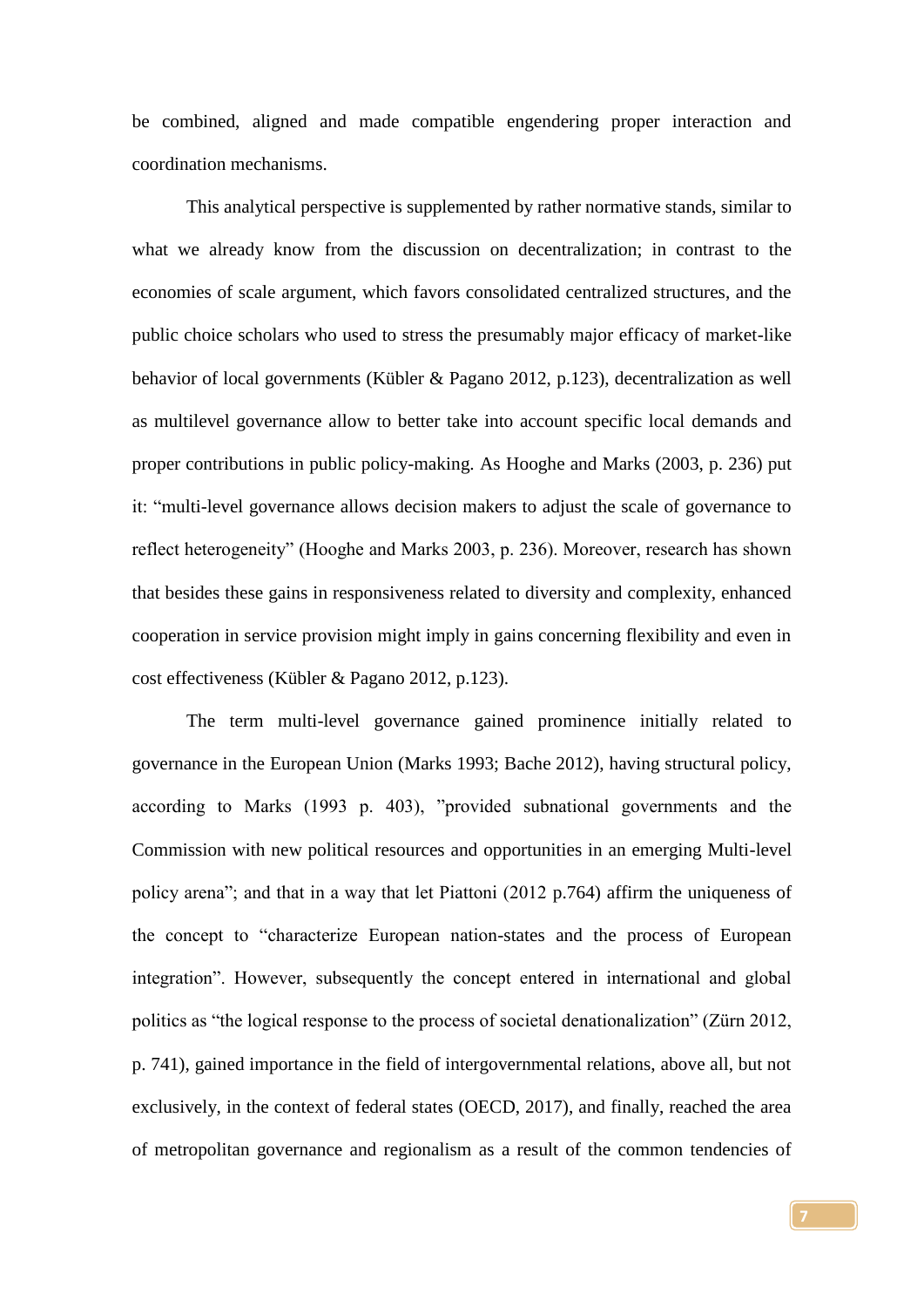be combined, aligned and made compatible engendering proper interaction and coordination mechanisms.

This analytical perspective is supplemented by rather normative stands, similar to what we already know from the discussion on decentralization; in contrast to the economies of scale argument, which favors consolidated centralized structures, and the public choice scholars who used to stress the presumably major efficacy of market-like behavior of local governments (Kübler & Pagano 2012, p.123), decentralization as well as multilevel governance allow to better take into account specific local demands and proper contributions in public policy-making. As Hooghe and Marks (2003, p. 236) put it: "multi-level governance allows decision makers to adjust the scale of governance to reflect heterogeneity" (Hooghe and Marks 2003, p. 236). Moreover, research has shown that besides these gains in responsiveness related to diversity and complexity, enhanced cooperation in service provision might imply in gains concerning flexibility and even in cost effectiveness (Kübler & Pagano 2012, p.123).

The term multi-level governance gained prominence initially related to governance in the European Union (Marks 1993; Bache 2012), having structural policy, according to Marks (1993 p. 403), "provided subnational governments and the Commission with new political resources and opportunities in an emerging Multi-level policy arena"; and that in a way that let Piattoni (2012 p.764) affirm the uniqueness of the concept to "characterize European nation-states and the process of European integration". However, subsequently the concept entered in international and global politics as "the logical response to the process of societal denationalization" (Zürn 2012, p. 741), gained importance in the field of intergovernmental relations, above all, but not exclusively, in the context of federal states (OECD, 2017), and finally, reached the area of metropolitan governance and regionalism as a result of the common tendencies of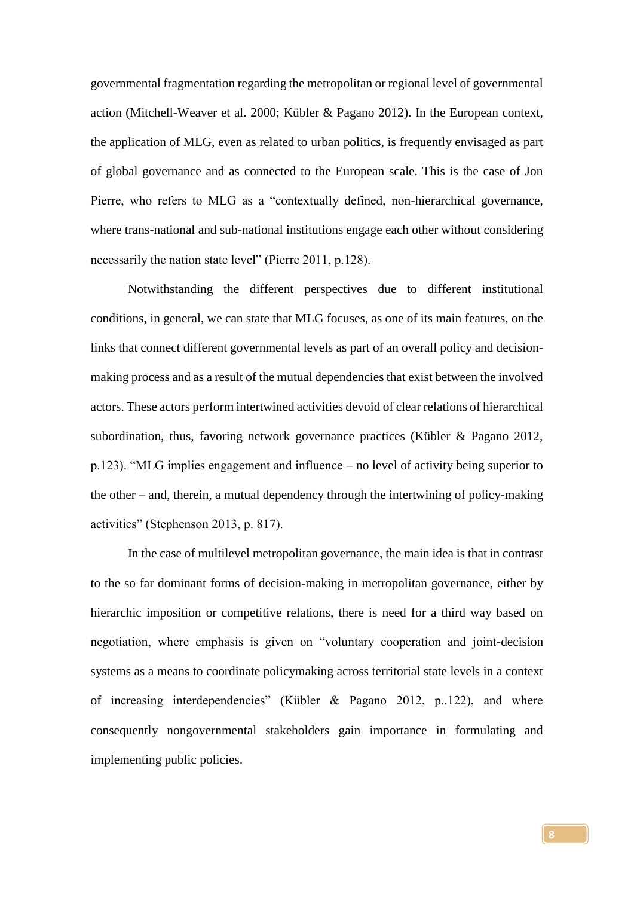governmental fragmentation regarding the metropolitan or regional level of governmental action (Mitchell-Weaver et al. 2000; Kübler & Pagano 2012). In the European context, the application of MLG, even as related to urban politics, is frequently envisaged as part of global governance and as connected to the European scale. This is the case of Jon Pierre, who refers to MLG as a "contextually defined, non-hierarchical governance, where trans-national and sub-national institutions engage each other without considering necessarily the nation state level" (Pierre 2011, p.128).

Notwithstanding the different perspectives due to different institutional conditions, in general, we can state that MLG focuses, as one of its main features, on the links that connect different governmental levels as part of an overall policy and decision-making process and as a result of the mutual dependencies that exist between the involved actors. These actors perform intertwined activities devoid of clear relations of hierarchical subordination, thus, favoring network governance practices (Kübler & Pagano 2012, p.123). "MLG implies engagement and influence – no level of activity being superior to the other – and, therein, a mutual dependency through the intertwining of policy-making activities" (Stephenson 2013, p. 817).

In the case of multilevel metropolitan governance, the main idea is that in contrast to the so far dominant forms of decision-making in metropolitan governance, either by hierarchic imposition or competitive relations, there is need for a third way based on negotiation, where emphasis is given on "voluntary cooperation and joint-decision systems as a means to coordinate policymaking across territorial state levels in a context of increasing interdependencies" (Kübler & Pagano 2012, p..122), and where consequently nongovernmental stakeholders gain importance in formulating and implementing public policies.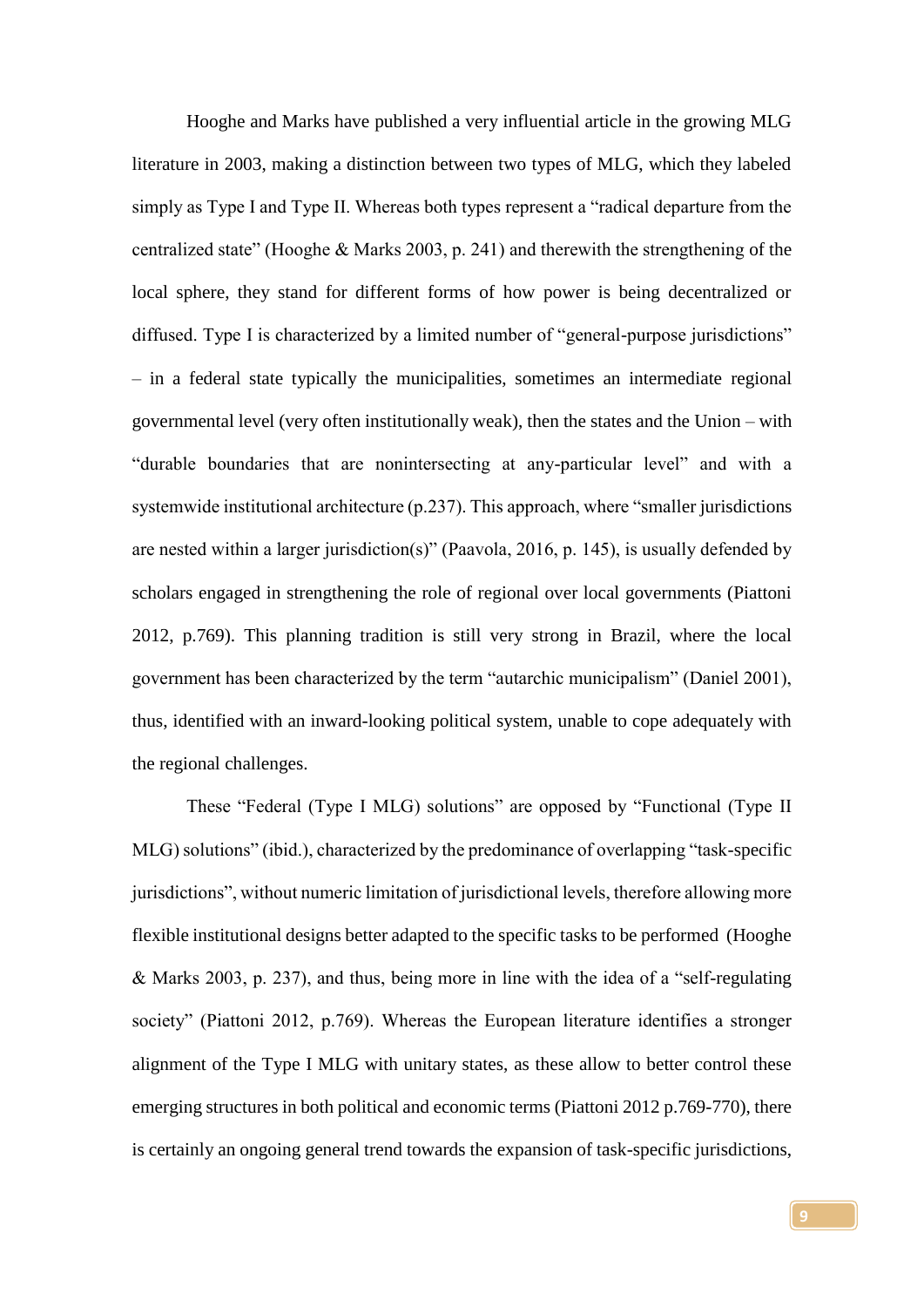Hooghe and Marks have published a very influential article in the growing MLG literature in 2003, making a distinction between two types of MLG, which they labeled simply as Type I and Type II. Whereas both types represent a "radical departure from the centralized state" (Hooghe & Marks 2003, p. 241) and therewith the strengthening of the local sphere, they stand for different forms of how power is being decentralized or diffused. Type I is characterized by a limited number of "general-purpose jurisdictions" – in a federal state typically the municipalities, sometimes an intermediate regional governmental level (very often institutionally weak), then the states and the Union – with "durable boundaries that are nonintersecting at any-particular level" and with a systemwide institutional architecture (p.237). This approach, where "smaller jurisdictions are nested within a larger jurisdiction(s)" (Paavola, 2016, p. 145), is usually defended by scholars engaged in strengthening the role of regional over local governments (Piattoni 2012, p.769). This planning tradition is still very strong in Brazil, where the local government has been characterized by the term "autarchic municipalism" (Daniel 2001), thus, identified with an inward-looking political system, unable to cope adequately with the regional challenges.

These "Federal (Type I MLG) solutions" are opposed by "Functional (Type II MLG) solutions" (ibid.), characterized by the predominance of overlapping "task-specific jurisdictions", without numeric limitation of jurisdictional levels, therefore allowing more flexible institutional designs better adapted to the specific tasks to be performed (Hooghe & Marks 2003, p. 237), and thus, being more in line with the idea of a "self-regulating society" (Piattoni 2012, p.769). Whereas the European literature identifies a stronger alignment of the Type I MLG with unitary states, as these allow to better control these emerging structures in both political and economic terms (Piattoni 2012 p.769-770), there is certainly an ongoing general trend towards the expansion of task-specific jurisdictions,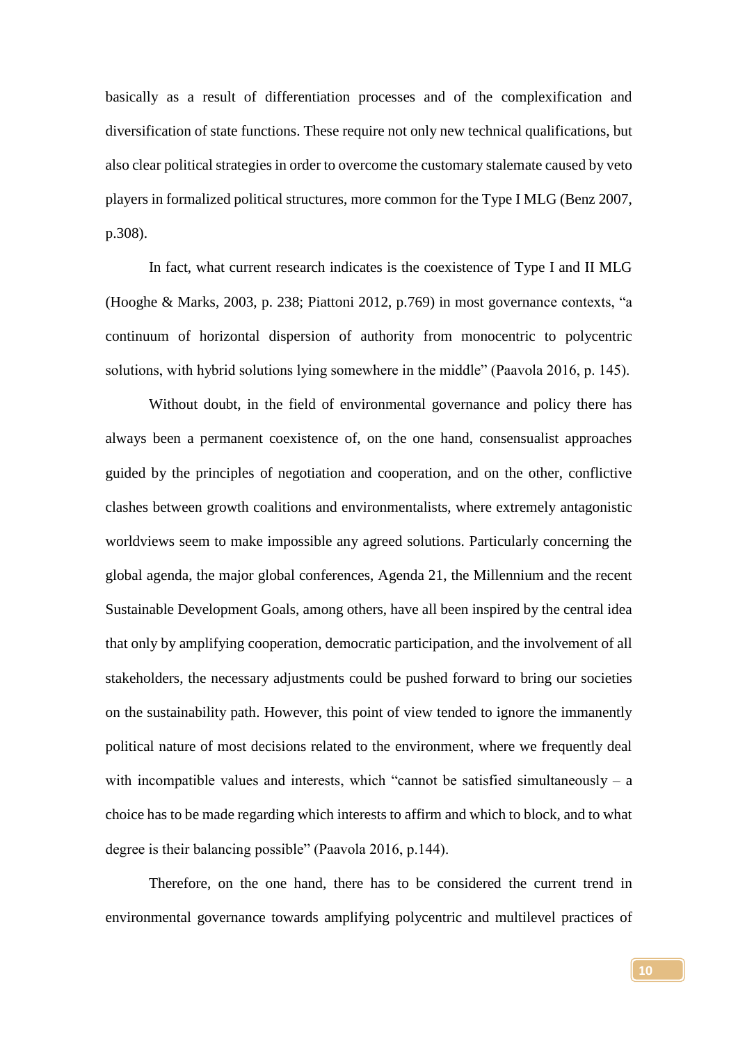basically as a result of differentiation processes and of the complexification and diversification of state functions. These require not only new technical qualifications, but also clear political strategies in order to overcome the customary stalemate caused by veto players in formalized political structures, more common for the Type I MLG (Benz 2007, p.308).

In fact, what current research indicates is the coexistence of Type I and II MLG (Hooghe & Marks, 2003, p. 238; Piattoni 2012, p.769) in most governance contexts, "a continuum of horizontal dispersion of authority from monocentric to polycentric solutions, with hybrid solutions lying somewhere in the middle" (Paavola 2016, p. 145).

Without doubt, in the field of environmental governance and policy there has always been a permanent coexistence of, on the one hand, consensualist approaches guided by the principles of negotiation and cooperation, and on the other, conflictive clashes between growth coalitions and environmentalists, where extremely antagonistic worldviews seem to make impossible any agreed solutions. Particularly concerning the global agenda, the major global conferences, Agenda 21, the Millennium and the recent Sustainable Development Goals, among others, have all been inspired by the central idea that only by amplifying cooperation, democratic participation, and the involvement of all stakeholders, the necessary adjustments could be pushed forward to bring our societies on the sustainability path. However, this point of view tended to ignore the immanently political nature of most decisions related to the environment, where we frequently deal with incompatible values and interests, which "cannot be satisfied simultaneously – a choice has to be made regarding which interests to affirm and which to block, and to what degree is their balancing possible" (Paavola 2016, p.144).

Therefore, on the one hand, there has to be considered the current trend in environmental governance towards amplifying polycentric and multilevel practices of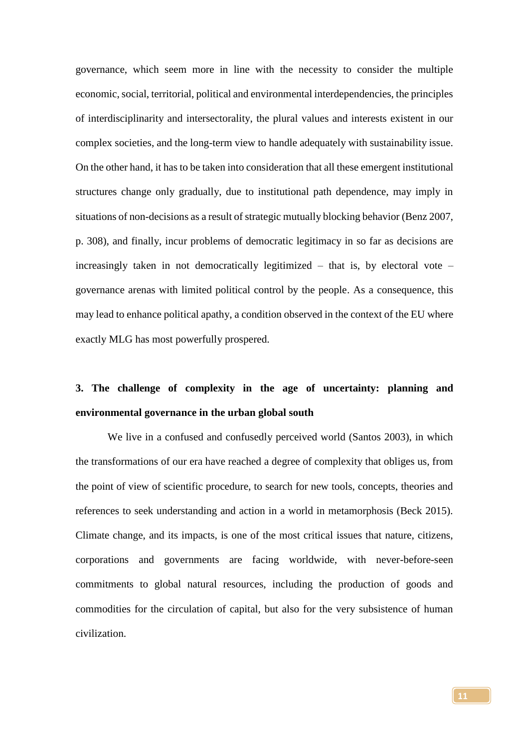governance, which seem more in line with the necessity to consider the multiple economic, social, territorial, political and environmental interdependencies, the principles of interdisciplinarity and intersectorality, the plural values and interests existent in our complex societies, and the long-term view to handle adequately with sustainability issue. On the other hand, it has to be taken into consideration that all these emergent institutional structures change only gradually, due to institutional path dependence, may imply in situations of non-decisions as a result of strategic mutually blocking behavior (Benz 2007, p. 308), and finally, incur problems of democratic legitimacy in so far as decisions are increasingly taken in not democratically legitimized – that is, by electoral vote – governance arenas with limited political control by the people. As a consequence, this may lead to enhance political apathy, a condition observed in the context of the EU where exactly MLG has most powerfully prospered.

## 3. The challenge of complexity in the age of uncertainty: planning and environmental governance in the urban global south

We live in a confused and confusedly perceived world (Santos 2003), in which the transformations of our era have reached a degree of complexity that obliges us, from the point of view of scientific procedure, to search for new tools, concepts, theories and references to seek understanding and action in a world in metamorphosis (Beck 2015). Climate change, and its impacts, is one of the most critical issues that nature, citizens, corporations and governments are facing worldwide, with never-before-seen commitments to global natural resources, including the production of goods and commodities for the circulation of capital, but also for the very subsistence of human civilization.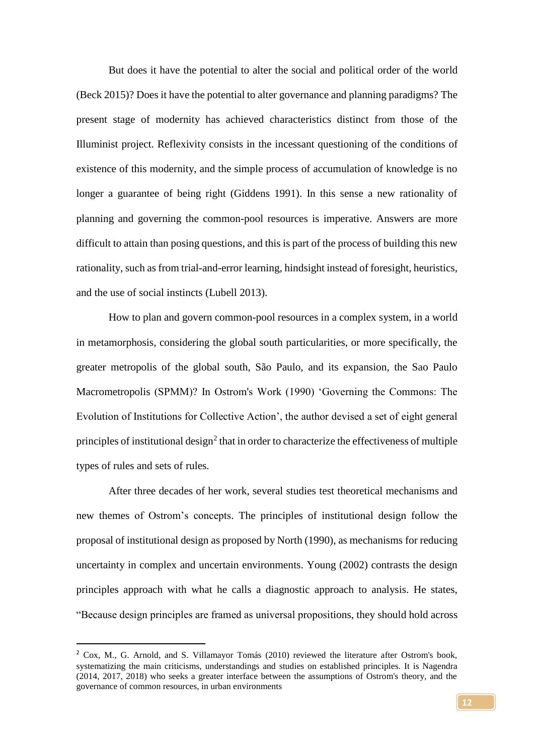But does it have the potential to alter the social and political order of the world (Beck 2015)? Does it have the potential to alter governance and planning paradigms? The present stage of modernity has achieved characteristics distinct from those of the Illuminist project. Reflexivity consists in the incessant questioning of the conditions of existence of this modernity, and the simple process of accumulation of knowledge is no longer a guarantee of being right (Giddens 1991). In this sense a new rationality of planning and governing the common-pool resources is imperative. Answers are more difficult to attain than posing questions, and this is part of the process of building this new rationality, such as from trial-and-error learning, hindsight instead of foresight, heuristics, and the use of social instincts (Lubell 2013).

How to plan and govern common-pool resources in a complex system, in a world in metamorphosis, considering the global south particularities, or more specifically, the greater metropolis of the global south, São Paulo, and its expansion, the Sao Paulo Macrometropolis (SPMM)? In Ostrom's Work (1990) 'Governing the Commons: The Evolution of Institutions for Collective Action', the author devised a set of eight general principles of institutional design[2] that in order to characterize the effectiveness of multiple types of rules and sets of rules.

After three decades of her work, several studies test theoretical mechanisms and new themes of Ostrom's concepts. The principles of institutional design follow the proposal of institutional design as proposed by North (1990), as mechanisms for reducing uncertainty in complex and uncertain environments. Young (2002) contrasts the design principles approach with what he calls a diagnostic approach to analysis. He states, "Because design principles are framed as universal propositions, they should hold across

---

[2] Cox, M., G. Arnold, and S. Villamayor Tomás (2010) reviewed the literature after Ostrom's book, systematizing the main criticisms, understandings and studies on established principles. It is Nagendra (2014, 2017, 2018) who seeks a greater interface between the assumptions of Ostrom's theory, and the governance of common resources, in urban environments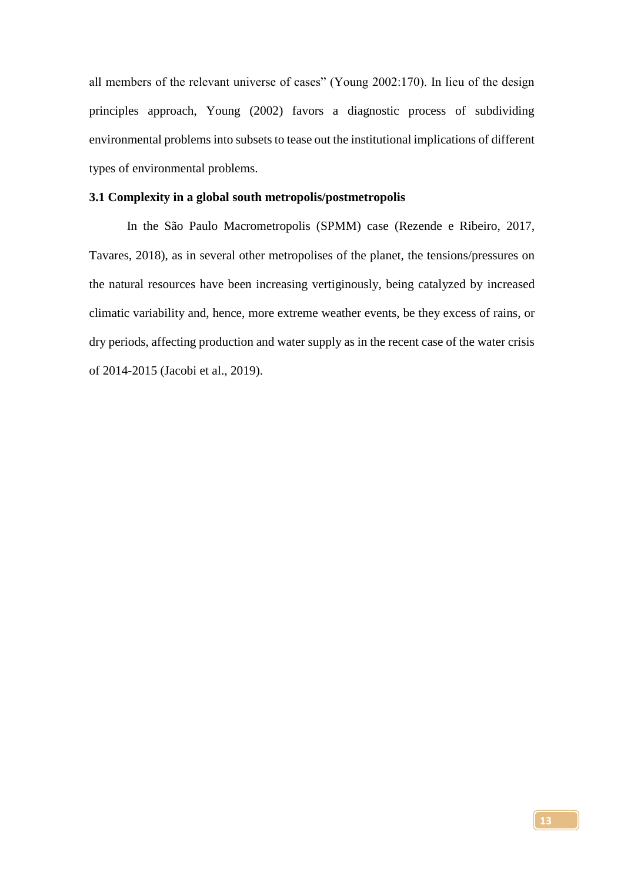all members of the relevant universe of cases" (Young 2002:170). In lieu of the design principles approach, Young (2002) favors a diagnostic process of subdividing environmental problems into subsets to tease out the institutional implications of different types of environmental problems.

### 3.1 Complexity in a global south metropolis/postmetropolis

In the São Paulo Macrometropolis (SPMM) case (Rezende e Ribeiro, 2017, Tavares, 2018), as in several other metropolises of the planet, the tensions/pressures on the natural resources have been increasing vertiginously, being catalyzed by increased climatic variability and, hence, more extreme weather events, be they excess of rains, or dry periods, affecting production and water supply as in the recent case of the water crisis of 2014-2015 (Jacobi et al., 2019).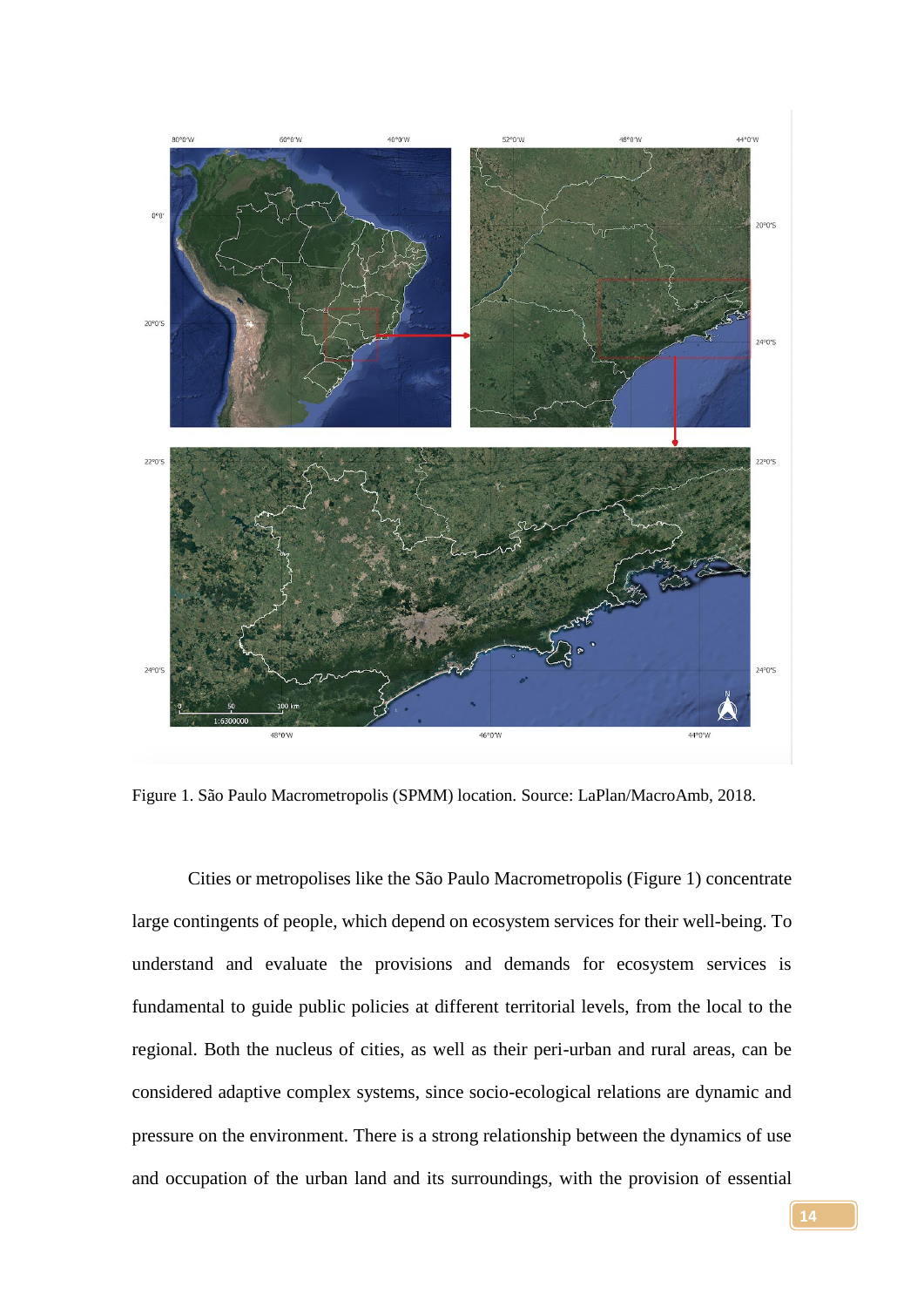Figure 1. São Paulo Macrometropolis (SPMM) location. Source: LaPlan/MacroAmb, 2018.

Cities or metropolises like the São Paulo Macrometropolis (Figure 1) concentrate large contingents of people, which depend on ecosystem services for their well-being. To understand and evaluate the provisions and demands for ecosystem services is fundamental to guide public policies at different territorial levels, from the local to the regional. Both the nucleus of cities, as well as their peri-urban and rural areas, can be considered adaptive complex systems, since socio-ecological relations are dynamic and pressure on the environment. There is a strong relationship between the dynamics of use and occupation of the urban land and its surroundings, with the provision of essential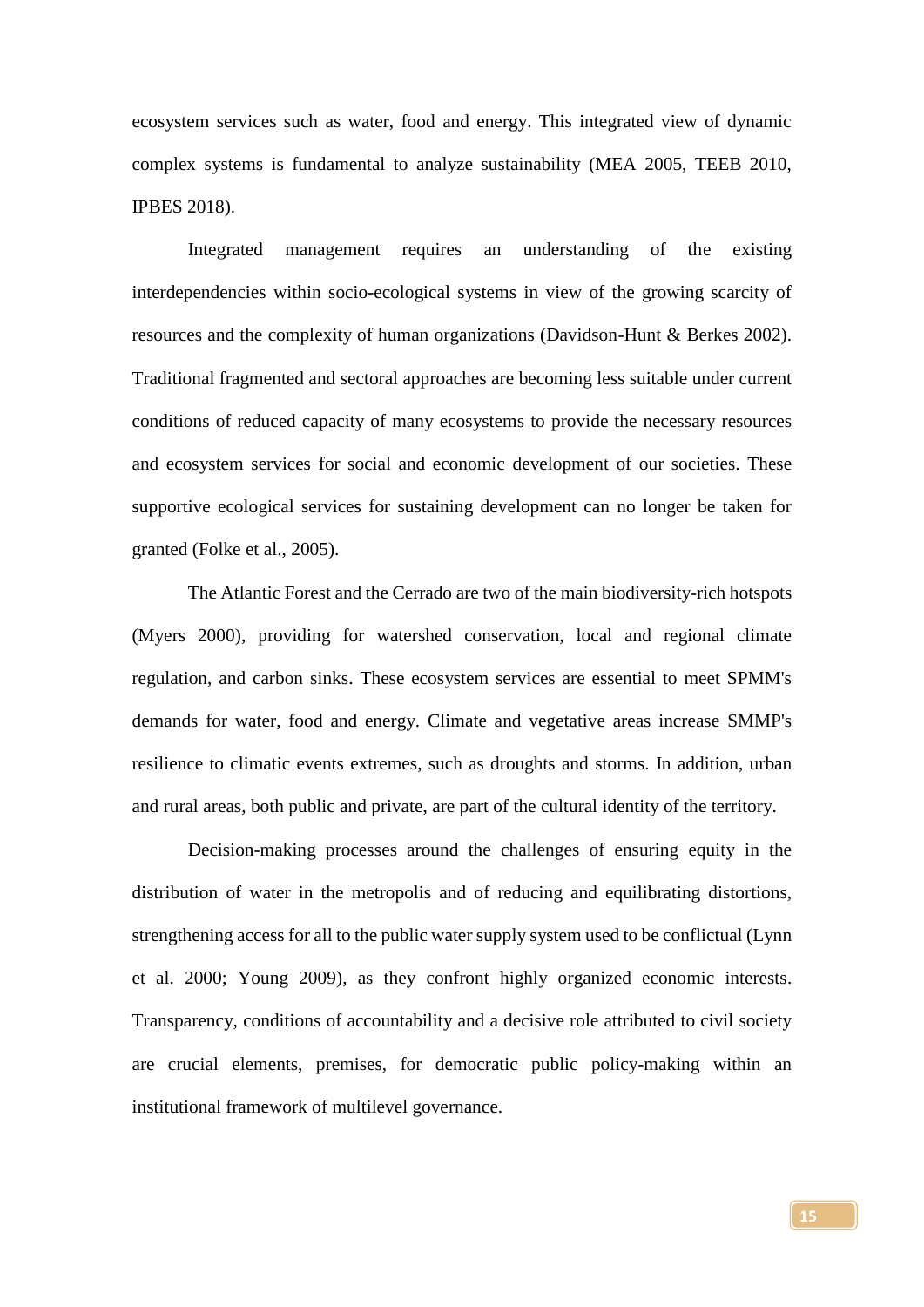ecosystem services such as water, food and energy. This integrated view of dynamic complex systems is fundamental to analyze sustainability (MEA 2005, TEEB 2010, IPBES 2018).

Integrated management requires an understanding of the existing interdependencies within socio-ecological systems in view of the growing scarcity of resources and the complexity of human organizations (Davidson-Hunt & Berkes 2002). Traditional fragmented and sectoral approaches are becoming less suitable under current conditions of reduced capacity of many ecosystems to provide the necessary resources and ecosystem services for social and economic development of our societies. These supportive ecological services for sustaining development can no longer be taken for granted (Folke et al., 2005).

The Atlantic Forest and the Cerrado are two of the main biodiversity-rich hotspots (Myers 2000), providing for watershed conservation, local and regional climate regulation, and carbon sinks. These ecosystem services are essential to meet SPMM's demands for water, food and energy. Climate and vegetative areas increase SMMP's resilience to climatic events extremes, such as droughts and storms. In addition, urban and rural areas, both public and private, are part of the cultural identity of the territory.

Decision-making processes around the challenges of ensuring equity in the distribution of water in the metropolis and of reducing and equilibrating distortions, strengthening access for all to the public water supply system used to be conflictual (Lynn et al. 2000; Young 2009), as they confront highly organized economic interests. Transparency, conditions of accountability and a decisive role attributed to civil society are crucial elements, premises, for democratic public policy-making within an institutional framework of multilevel governance.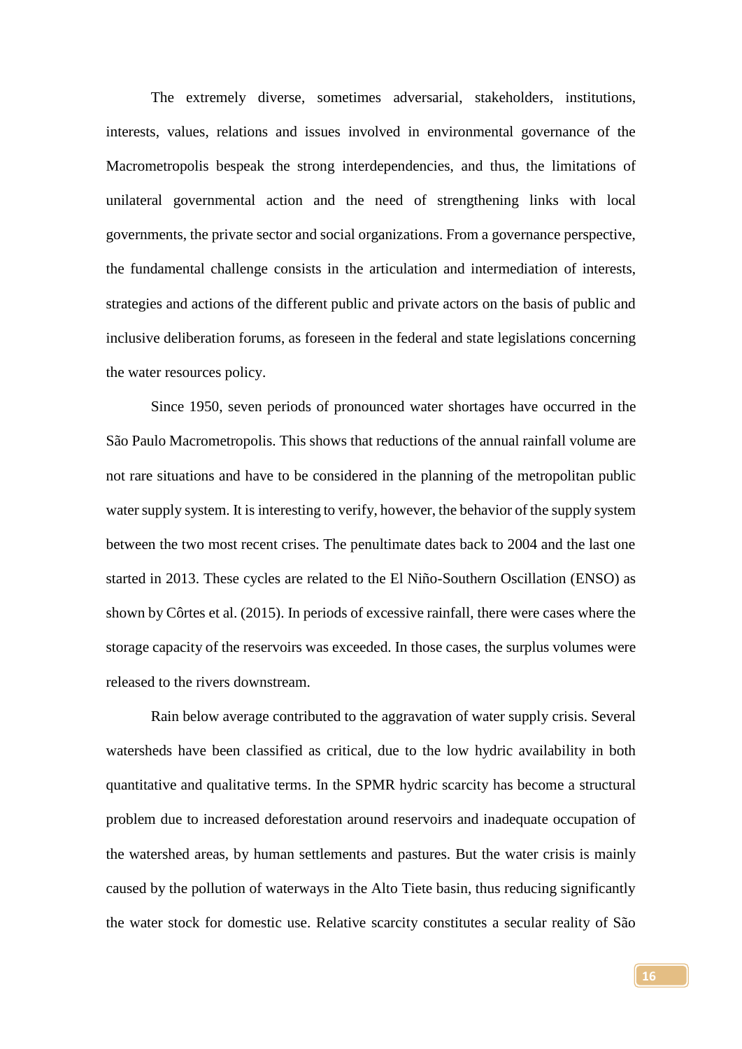The extremely diverse, sometimes adversarial, stakeholders, institutions, interests, values, relations and issues involved in environmental governance of the Macrometropolis bespeak the strong interdependencies, and thus, the limitations of unilateral governmental action and the need of strengthening links with local governments, the private sector and social organizations. From a governance perspective, the fundamental challenge consists in the articulation and intermediation of interests, strategies and actions of the different public and private actors on the basis of public and inclusive deliberation forums, as foreseen in the federal and state legislations concerning the water resources policy.

Since 1950, seven periods of pronounced water shortages have occurred in the São Paulo Macrometropolis. This shows that reductions of the annual rainfall volume are not rare situations and have to be considered in the planning of the metropolitan public water supply system. It is interesting to verify, however, the behavior of the supply system between the two most recent crises. The penultimate dates back to 2004 and the last one started in 2013. These cycles are related to the El Niño-Southern Oscillation (ENSO) as shown by Côrtes et al. (2015). In periods of excessive rainfall, there were cases where the storage capacity of the reservoirs was exceeded. In those cases, the surplus volumes were released to the rivers downstream.

Rain below average contributed to the aggravation of water supply crisis. Several watersheds have been classified as critical, due to the low hydric availability in both quantitative and qualitative terms. In the SPMR hydric scarcity has become a structural problem due to increased deforestation around reservoirs and inadequate occupation of the watershed areas, by human settlements and pastures. But the water crisis is mainly caused by the pollution of waterways in the Alto Tiete basin, thus reducing significantly the water stock for domestic use. Relative scarcity constitutes a secular reality of São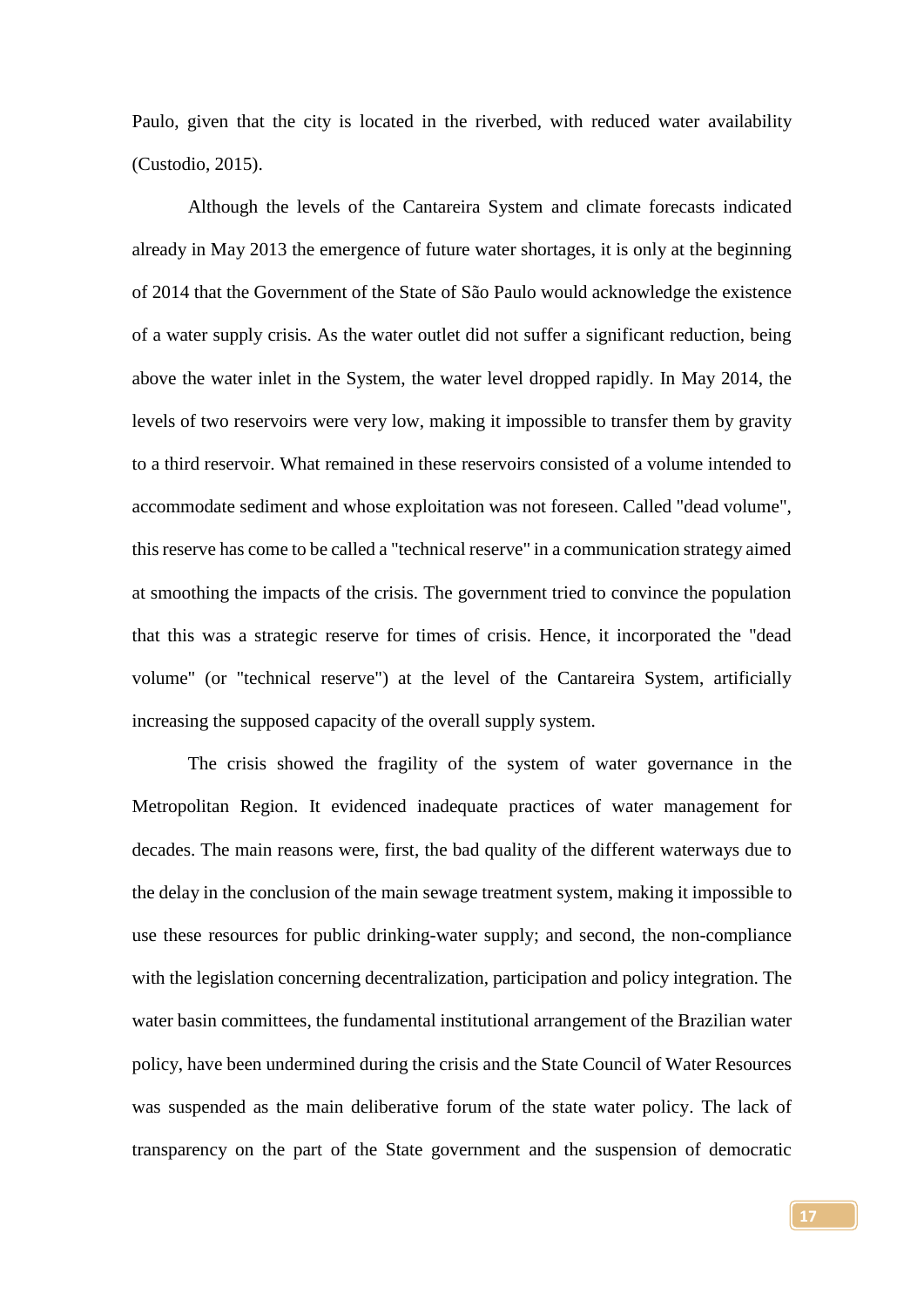Paulo, given that the city is located in the riverbed, with reduced water availability (Custodio, 2015).

Although the levels of the Cantareira System and climate forecasts indicated already in May 2013 the emergence of future water shortages, it is only at the beginning of 2014 that the Government of the State of São Paulo would acknowledge the existence of a water supply crisis. As the water outlet did not suffer a significant reduction, being above the water inlet in the System, the water level dropped rapidly. In May 2014, the levels of two reservoirs were very low, making it impossible to transfer them by gravity to a third reservoir. What remained in these reservoirs consisted of a volume intended to accommodate sediment and whose exploitation was not foreseen. Called "dead volume", this reserve has come to be called a "technical reserve" in a communication strategy aimed at smoothing the impacts of the crisis. The government tried to convince the population that this was a strategic reserve for times of crisis. Hence, it incorporated the "dead volume" (or "technical reserve") at the level of the Cantareira System, artificially increasing the supposed capacity of the overall supply system.

The crisis showed the fragility of the system of water governance in the Metropolitan Region. It evidenced inadequate practices of water management for decades. The main reasons were, first, the bad quality of the different waterways due to the delay in the conclusion of the main sewage treatment system, making it impossible to use these resources for public drinking-water supply; and second, the non-compliance with the legislation concerning decentralization, participation and policy integration. The water basin committees, the fundamental institutional arrangement of the Brazilian water policy, have been undermined during the crisis and the State Council of Water Resources was suspended as the main deliberative forum of the state water policy. The lack of transparency on the part of the State government and the suspension of democratic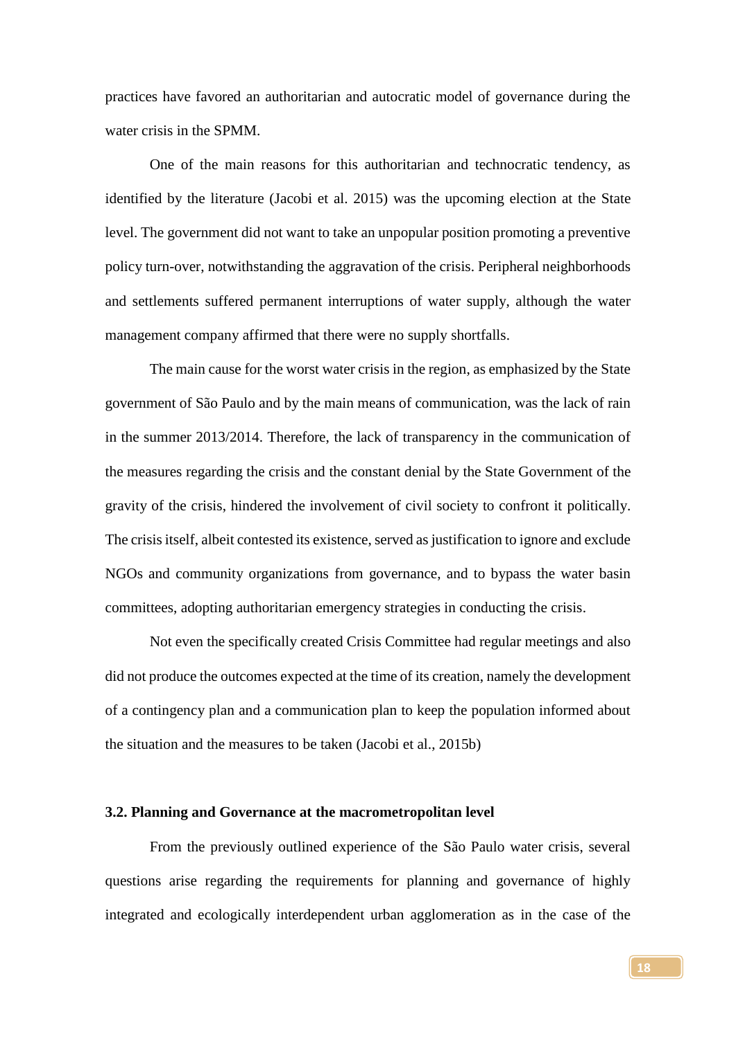practices have favored an authoritarian and autocratic model of governance during the water crisis in the SPMM.

One of the main reasons for this authoritarian and technocratic tendency, as identified by the literature (Jacobi et al. 2015) was the upcoming election at the State level. The government did not want to take an unpopular position promoting a preventive policy turn-over, notwithstanding the aggravation of the crisis. Peripheral neighborhoods and settlements suffered permanent interruptions of water supply, although the water management company affirmed that there were no supply shortfalls.

The main cause for the worst water crisis in the region, as emphasized by the State government of São Paulo and by the main means of communication, was the lack of rain in the summer 2013/2014. Therefore, the lack of transparency in the communication of the measures regarding the crisis and the constant denial by the State Government of the gravity of the crisis, hindered the involvement of civil society to confront it politically. The crisis itself, albeit contested its existence, served as justification to ignore and exclude NGOs and community organizations from governance, and to bypass the water basin committees, adopting authoritarian emergency strategies in conducting the crisis.

Not even the specifically created Crisis Committee had regular meetings and also did not produce the outcomes expected at the time of its creation, namely the development of a contingency plan and a communication plan to keep the population informed about the situation and the measures to be taken (Jacobi et al., 2015b)

### 3.2. Planning and Governance at the macrometropolitan level

From the previously outlined experience of the São Paulo water crisis, several questions arise regarding the requirements for planning and governance of highly integrated and ecologically interdependent urban agglomeration as in the case of the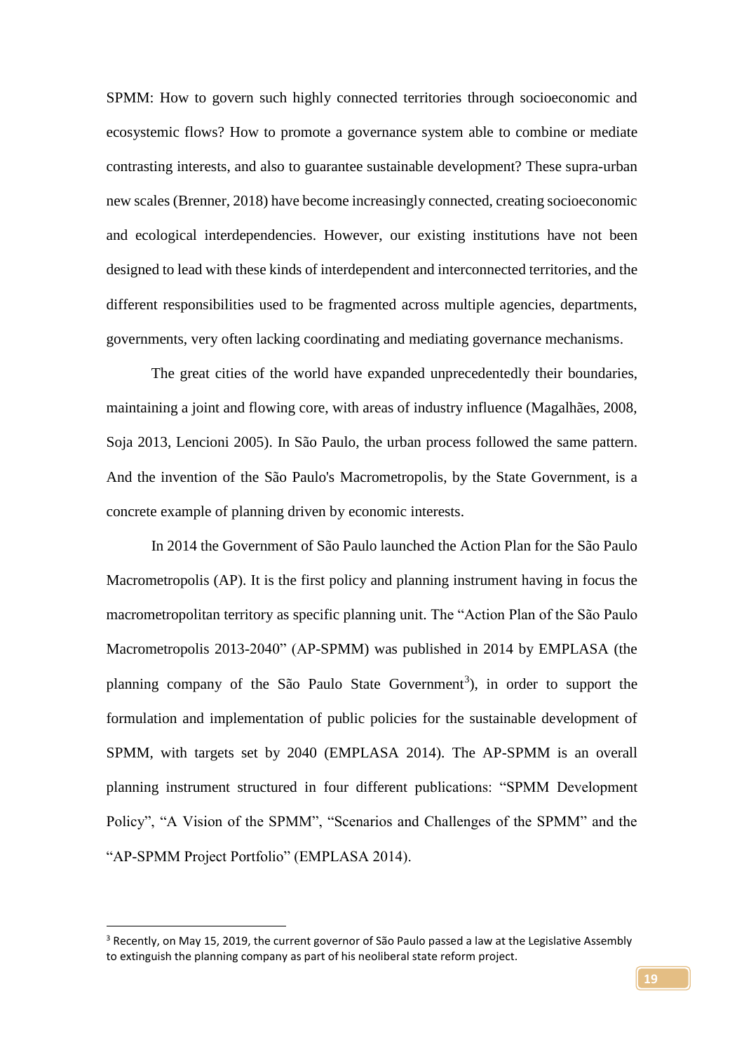SPMM: How to govern such highly connected territories through socioeconomic and ecosystemic flows? How to promote a governance system able to combine or mediate contrasting interests, and also to guarantee sustainable development? These supra-urban new scales (Brenner, 2018) have become increasingly connected, creating socioeconomic and ecological interdependencies. However, our existing institutions have not been designed to lead with these kinds of interdependent and interconnected territories, and the different responsibilities used to be fragmented across multiple agencies, departments, governments, very often lacking coordinating and mediating governance mechanisms.

The great cities of the world have expanded unprecedentedly their boundaries, maintaining a joint and flowing core, with areas of industry influence (Magalhães, 2008, Soja 2013, Lencioni 2005). In São Paulo, the urban process followed the same pattern. And the invention of the São Paulo's Macrometropolis, by the State Government, is a concrete example of planning driven by economic interests.

In 2014 the Government of São Paulo launched the Action Plan for the São Paulo Macrometropolis (AP). It is the first policy and planning instrument having in focus the macrometropolitan territory as specific planning unit. The "Action Plan of the São Paulo Macrometropolis 2013-2040" (AP-SPMM) was published in 2014 by EMPLASA (the planning company of the São Paulo State Government[3]), in order to support the formulation and implementation of public policies for the sustainable development of SPMM, with targets set by 2040 (EMPLASA 2014). The AP-SPMM is an overall planning instrument structured in four different publications: "SPMM Development Policy", "A Vision of the SPMM", "Scenarios and Challenges of the SPMM" and the "AP-SPMM Project Portfolio" (EMPLASA 2014).

---

[3] Recently, on May 15, 2019, the current governor of São Paulo passed a law at the Legislative Assembly to extinguish the planning company as part of his neoliberal state reform project.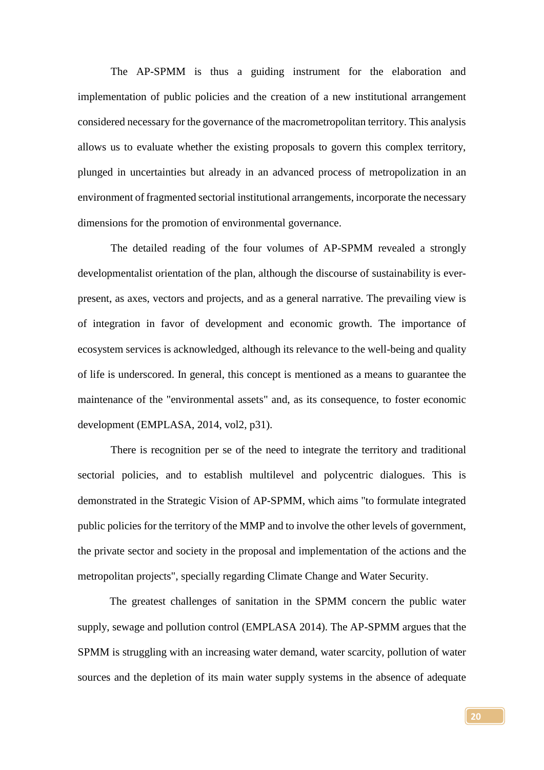The AP-SPMM is thus a guiding instrument for the elaboration and implementation of public policies and the creation of a new institutional arrangement considered necessary for the governance of the macrometropolitan territory. This analysis allows us to evaluate whether the existing proposals to govern this complex territory, plunged in uncertainties but already in an advanced process of metropolization in an environment of fragmented sectorial institutional arrangements, incorporate the necessary dimensions for the promotion of environmental governance.

The detailed reading of the four volumes of AP-SPMM revealed a strongly developmentalist orientation of the plan, although the discourse of sustainability is ever-present, as axes, vectors and projects, and as a general narrative. The prevailing view is of integration in favor of development and economic growth. The importance of ecosystem services is acknowledged, although its relevance to the well-being and quality of life is underscored. In general, this concept is mentioned as a means to guarantee the maintenance of the "environmental assets" and, as its consequence, to foster economic development (EMPLASA, 2014, vol2, p31).

There is recognition per se of the need to integrate the territory and traditional sectorial policies, and to establish multilevel and polycentric dialogues. This is demonstrated in the Strategic Vision of AP-SPMM, which aims "to formulate integrated public policies for the territory of the MMP and to involve the other levels of government, the private sector and society in the proposal and implementation of the actions and the metropolitan projects", specially regarding Climate Change and Water Security.

The greatest challenges of sanitation in the SPMM concern the public water supply, sewage and pollution control (EMPLASA 2014). The AP-SPMM argues that the SPMM is struggling with an increasing water demand, water scarcity, pollution of water sources and the depletion of its main water supply systems in the absence of adequate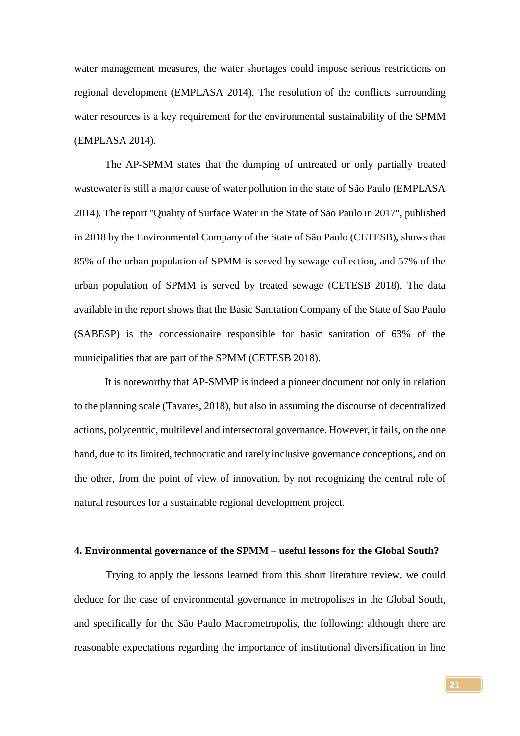water management measures, the water shortages could impose serious restrictions on regional development (EMPLASA 2014). The resolution of the conflicts surrounding water resources is a key requirement for the environmental sustainability of the SPMM (EMPLASA 2014).

The AP-SPMM states that the dumping of untreated or only partially treated wastewater is still a major cause of water pollution in the state of São Paulo (EMPLASA 2014). The report "Quality of Surface Water in the State of São Paulo in 2017", published in 2018 by the Environmental Company of the State of São Paulo (CETESB), shows that 85% of the urban population of SPMM is served by sewage collection, and 57% of the urban population of SPMM is served by treated sewage (CETESB 2018). The data available in the report shows that the Basic Sanitation Company of the State of Sao Paulo (SABESP) is the concessionaire responsible for basic sanitation of 63% of the municipalities that are part of the SPMM (CETESB 2018).

It is noteworthy that AP-SMMP is indeed a pioneer document not only in relation to the planning scale (Tavares, 2018), but also in assuming the discourse of decentralized actions, polycentric, multilevel and intersectoral governance. However, it fails, on the one hand, due to its limited, technocratic and rarely inclusive governance conceptions, and on the other, from the point of view of innovation, by not recognizing the central role of natural resources for a sustainable regional development project.

## 4. Environmental governance of the SPMM – useful lessons for the Global South?

Trying to apply the lessons learned from this short literature review, we could deduce for the case of environmental governance in metropolises in the Global South, and specifically for the São Paulo Macrometropolis, the following: although there are reasonable expectations regarding the importance of institutional diversification in line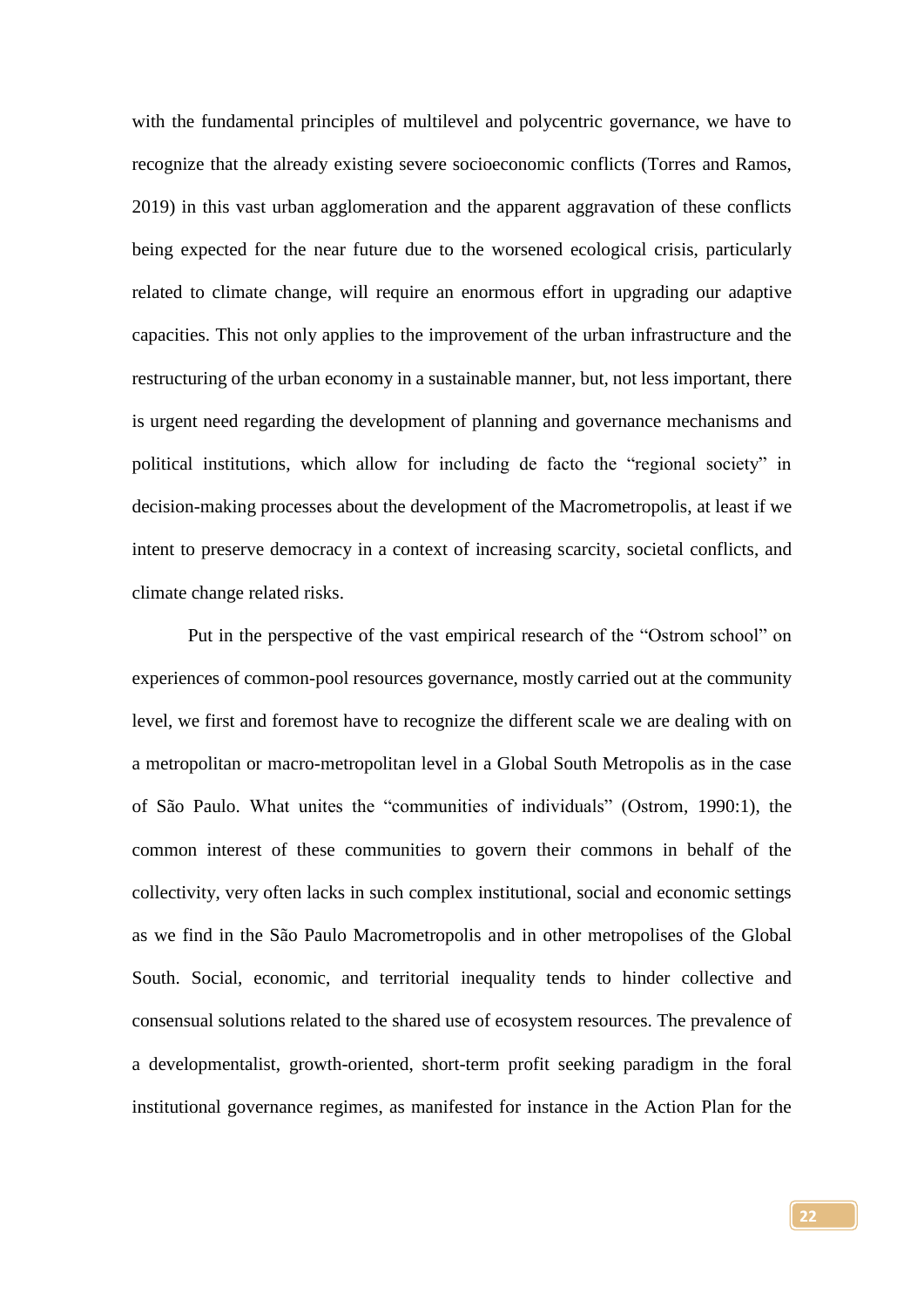with the fundamental principles of multilevel and polycentric governance, we have to recognize that the already existing severe socioeconomic conflicts (Torres and Ramos, 2019) in this vast urban agglomeration and the apparent aggravation of these conflicts being expected for the near future due to the worsened ecological crisis, particularly related to climate change, will require an enormous effort in upgrading our adaptive capacities. This not only applies to the improvement of the urban infrastructure and the restructuring of the urban economy in a sustainable manner, but, not less important, there is urgent need regarding the development of planning and governance mechanisms and political institutions, which allow for including de facto the "regional society" in decision-making processes about the development of the Macrometropolis, at least if we intent to preserve democracy in a context of increasing scarcity, societal conflicts, and climate change related risks.

Put in the perspective of the vast empirical research of the "Ostrom school" on experiences of common-pool resources governance, mostly carried out at the community level, we first and foremost have to recognize the different scale we are dealing with on a metropolitan or macro-metropolitan level in a Global South Metropolis as in the case of São Paulo. What unites the "communities of individuals" (Ostrom, 1990:1), the common interest of these communities to govern their commons in behalf of the collectivity, very often lacks in such complex institutional, social and economic settings as we find in the São Paulo Macrometropolis and in other metropolises of the Global South. Social, economic, and territorial inequality tends to hinder collective and consensual solutions related to the shared use of ecosystem resources. The prevalence of a developmentalist, growth-oriented, short-term profit seeking paradigm in the foral institutional governance regimes, as manifested for instance in the Action Plan for the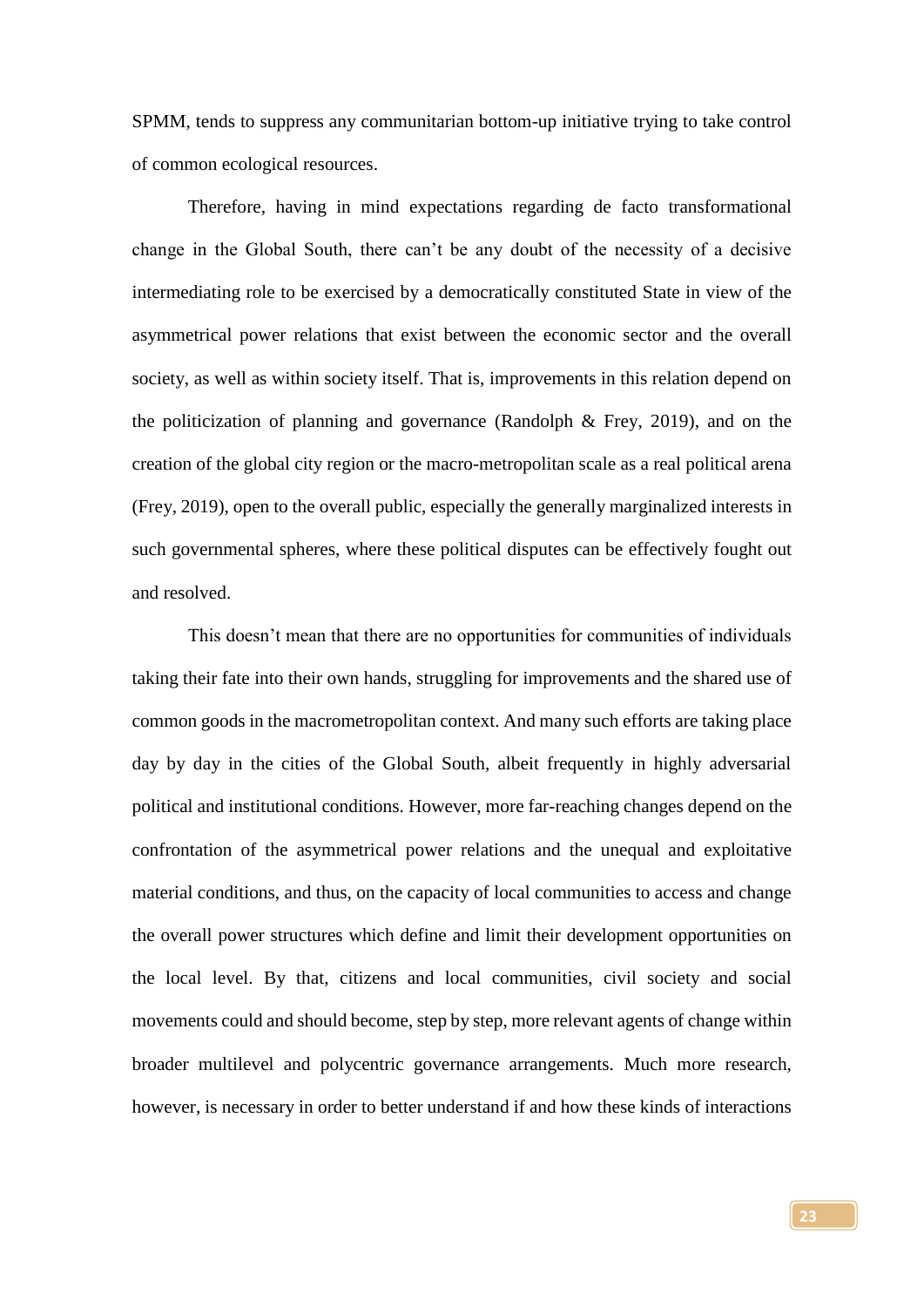SPMM, tends to suppress any communitarian bottom-up initiative trying to take control of common ecological resources.

Therefore, having in mind expectations regarding de facto transformational change in the Global South, there can't be any doubt of the necessity of a decisive intermediating role to be exercised by a democratically constituted State in view of the asymmetrical power relations that exist between the economic sector and the overall society, as well as within society itself. That is, improvements in this relation depend on the politicization of planning and governance (Randolph & Frey, 2019), and on the creation of the global city region or the macro-metropolitan scale as a real political arena (Frey, 2019), open to the overall public, especially the generally marginalized interests in such governmental spheres, where these political disputes can be effectively fought out and resolved.

This doesn't mean that there are no opportunities for communities of individuals taking their fate into their own hands, struggling for improvements and the shared use of common goods in the macrometropolitan context. And many such efforts are taking place day by day in the cities of the Global South, albeit frequently in highly adversarial political and institutional conditions. However, more far-reaching changes depend on the confrontation of the asymmetrical power relations and the unequal and exploitative material conditions, and thus, on the capacity of local communities to access and change the overall power structures which define and limit their development opportunities on the local level. By that, citizens and local communities, civil society and social movements could and should become, step by step, more relevant agents of change within broader multilevel and polycentric governance arrangements. Much more research, however, is necessary in order to better understand if and how these kinds of interactions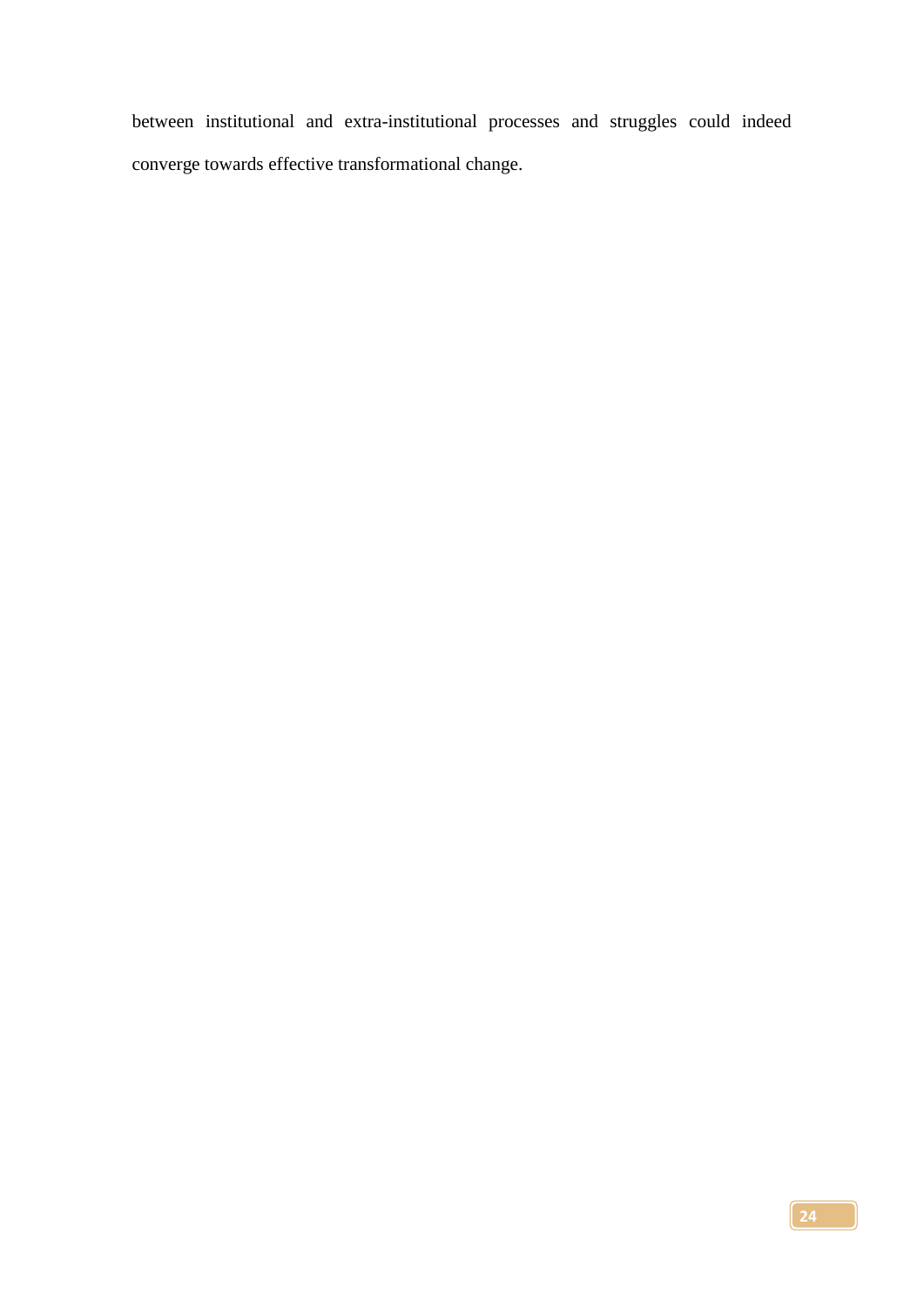between institutional and extra-institutional processes and struggles could indeed converge towards effective transformational change.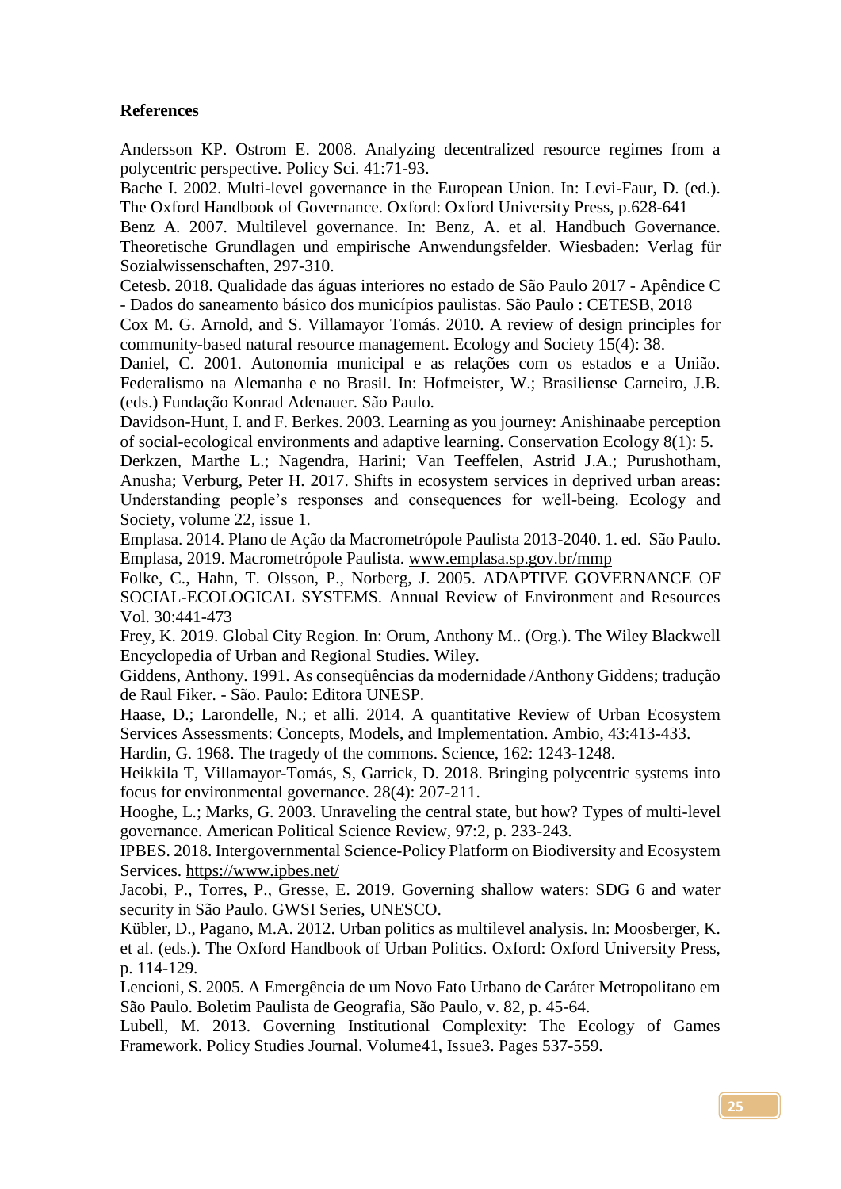**References**

Andersson KP. Ostrom E. 2008. Analyzing decentralized resource regimes from a polycentric perspective. Policy Sci. 41:71-93.

Bache I. 2002. Multi-level governance in the European Union. In: Levi-Faur, D. (ed.). The Oxford Handbook of Governance. Oxford: Oxford University Press, p.628-641

Benz A. 2007. Multilevel governance. In: Benz, A. et al. Handbuch Governance. Theoretische Grundlagen und empirische Anwendungsfelder. Wiesbaden: Verlag für Sozialwissenschaften, 297-310.

Cetesb. 2018. Qualidade das águas interiores no estado de São Paulo 2017 - Apêndice C - Dados do saneamento básico dos municípios paulistas. São Paulo : CETESB, 2018

Cox M. G. Arnold, and S. Villamayor Tomás. 2010. A review of design principles for community-based natural resource management. Ecology and Society 15(4): 38.

Daniel, C. 2001. Autonomia municipal e as relações com os estados e a União. Federalismo na Alemanha e no Brasil. In: Hofmeister, W.; Brasiliense Carneiro, J.B. (eds.) Fundação Konrad Adenauer. São Paulo.

Davidson-Hunt, I. and F. Berkes. 2003. Learning as you journey: Anishinaabe perception of social-ecological environments and adaptive learning. Conservation Ecology 8(1): 5.

Derkzen, Marthe L.; Nagendra, Harini; Van Teeffelen, Astrid J.A.; Purushotham, Anusha; Verburg, Peter H. 2017. Shifts in ecosystem services in deprived urban areas: Understanding people's responses and consequences for well-being. Ecology and Society, volume 22, issue 1.

Emplasa. 2014. Plano de Ação da Macrometrópole Paulista 2013-2040. 1. ed. São Paulo.

Emplasa, 2019. Macrometrópole Paulista. www.emplasa.sp.gov.br/mmp

Folke, C., Hahn, T. Olsson, P., Norberg, J. 2005. ADAPTIVE GOVERNANCE OF SOCIAL-ECOLOGICAL SYSTEMS. Annual Review of Environment and Resources Vol. 30:441-473

Frey, K. 2019. Global City Region. In: Orum, Anthony M.. (Org.). The Wiley Blackwell Encyclopedia of Urban and Regional Studies. Wiley.

Giddens, Anthony. 1991. As conseqüências da modernidade /Anthony Giddens; tradução de Raul Fiker. - São. Paulo: Editora UNESP.

Haase, D.; Larondelle, N.; et alli. 2014. A quantitative Review of Urban Ecosystem Services Assessments: Concepts, Models, and Implementation. Ambio, 43:413-433.

Hardin, G. 1968. The tragedy of the commons. Science, 162: 1243-1248.

Heikkila T, Villamayor-Tomás, S, Garrick, D. 2018. Bringing polycentric systems into focus for environmental governance. 28(4): 207-211.

Hooghe, L.; Marks, G. 2003. Unraveling the central state, but how? Types of multi-level governance. American Political Science Review, 97:2, p. 233-243.

IPBES. 2018. Intergovernmental Science-Policy Platform on Biodiversity and Ecosystem Services. https://www.ipbes.net/

Jacobi, P., Torres, P., Gresse, E. 2019. Governing shallow waters: SDG 6 and water security in São Paulo. GWSI Series, UNESCO.

Kübler, D., Pagano, M.A. 2012. Urban politics as multilevel analysis. In: Moosberger, K. et al. (eds.). The Oxford Handbook of Urban Politics. Oxford: Oxford University Press, p. 114-129.

Lencioni, S. 2005. A Emergência de um Novo Fato Urbano de Caráter Metropolitano em São Paulo. Boletim Paulista de Geografia, São Paulo, v. 82, p. 45-64.

Lubell, M. 2013. Governing Institutional Complexity: The Ecology of Games Framework. Policy Studies Journal. Volume41, Issue3. Pages 537-559.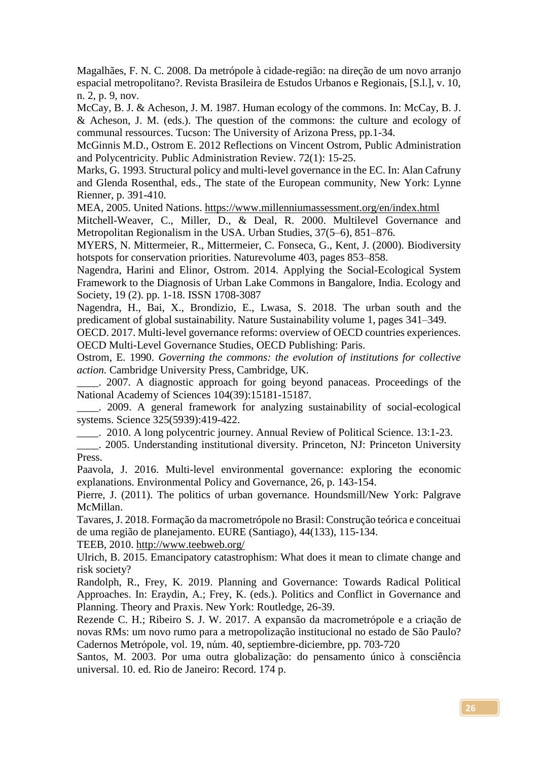Magalhães, F. N. C. 2008. Da metrópole à cidade-região: na direção de um novo arranjo espacial metropolitano?. Revista Brasileira de Estudos Urbanos e Regionais, [S.l.], v. 10, n. 2, p. 9, nov.

McCay, B. J. & Acheson, J. M. 1987. Human ecology of the commons. In: McCay, B. J. & Acheson, J. M. (eds.). The question of the commons: the culture and ecology of communal ressources. Tucson: The University of Arizona Press, pp.1-34.

McGinnis M.D., Ostrom E. 2012 Reflections on Vincent Ostrom, Public Administration and Polycentricity. Public Administration Review. 72(1): 15-25.

Marks, G. 1993. Structural policy and multi-level governance in the EC. In: Alan Cafruny and Glenda Rosenthal, eds., The state of the European community, New York: Lynne Rienner, p. 391-410.

MEA, 2005. United Nations. https://www.millenniumassessment.org/en/index.html

Mitchell-Weaver, C., Miller, D., & Deal, R. 2000. Multilevel Governance and Metropolitan Regionalism in the USA. Urban Studies, 37(5–6), 851–876.

MYERS, N. Mittermeier, R., Mittermeier, C. Fonseca, G., Kent, J. (2000). Biodiversity hotspots for conservation priorities. Naturevolume 403, pages 853–858.

Nagendra, Harini and Elinor, Ostrom. 2014. Applying the Social-Ecological System Framework to the Diagnosis of Urban Lake Commons in Bangalore, India. Ecology and Society, 19 (2). pp. 1-18. ISSN 1708-3087

Nagendra, H., Bai, X., Brondizio, E., Lwasa, S. 2018. The urban south and the predicament of global sustainability. Nature Sustainability volume 1, pages 341–349.

OECD. 2017. Multi-level governance reforms: overview of OECD countries experiences. OECD Multi-Level Governance Studies, OECD Publishing: Paris.

Ostrom, E. 1990. *Governing the commons: the evolution of institutions for collective action.* Cambridge University Press, Cambridge, UK.

____. 2007. A diagnostic approach for going beyond panaceas. Proceedings of the National Academy of Sciences 104(39):15181-15187.

____. 2009. A general framework for analyzing sustainability of social-ecological systems. Science 325(5939):419-422.

____. 2010. A long polycentric journey. Annual Review of Political Science. 13:1-23.

____. 2005. Understanding institutional diversity. Princeton, NJ: Princeton University Press.

Paavola, J. 2016. Multi-level environmental governance: exploring the economic explanations. Environmental Policy and Governance, 26, p. 143-154.

Pierre, J. (2011). The politics of urban governance. Houndsmill/New York: Palgrave McMillan.

Tavares, J. 2018. Formação da macrometrópole no Brasil: Construção teórica e conceituai de uma região de planejamento. EURE (Santiago), 44(133), 115-134.

TEEB, 2010. http://www.teebweb.org/

Ulrich, B. 2015. Emancipatory catastrophism: What does it mean to climate change and risk society?

Randolph, R., Frey, K. 2019. Planning and Governance: Towards Radical Political Approaches. In: Eraydin, A.; Frey, K. (eds.). Politics and Conflict in Governance and Planning. Theory and Praxis. New York: Routledge, 26-39.

Rezende C. H.; Ribeiro S. J. W. 2017. A expansão da macrometrópole e a criação de novas RMs: um novo rumo para a metropolização institucional no estado de São Paulo? Cadernos Metrópole, vol. 19, núm. 40, septiembre-diciembre, pp. 703-720

Santos, M. 2003. Por uma outra globalização: do pensamento único à consciência universal. 10. ed. Rio de Janeiro: Record. 174 p.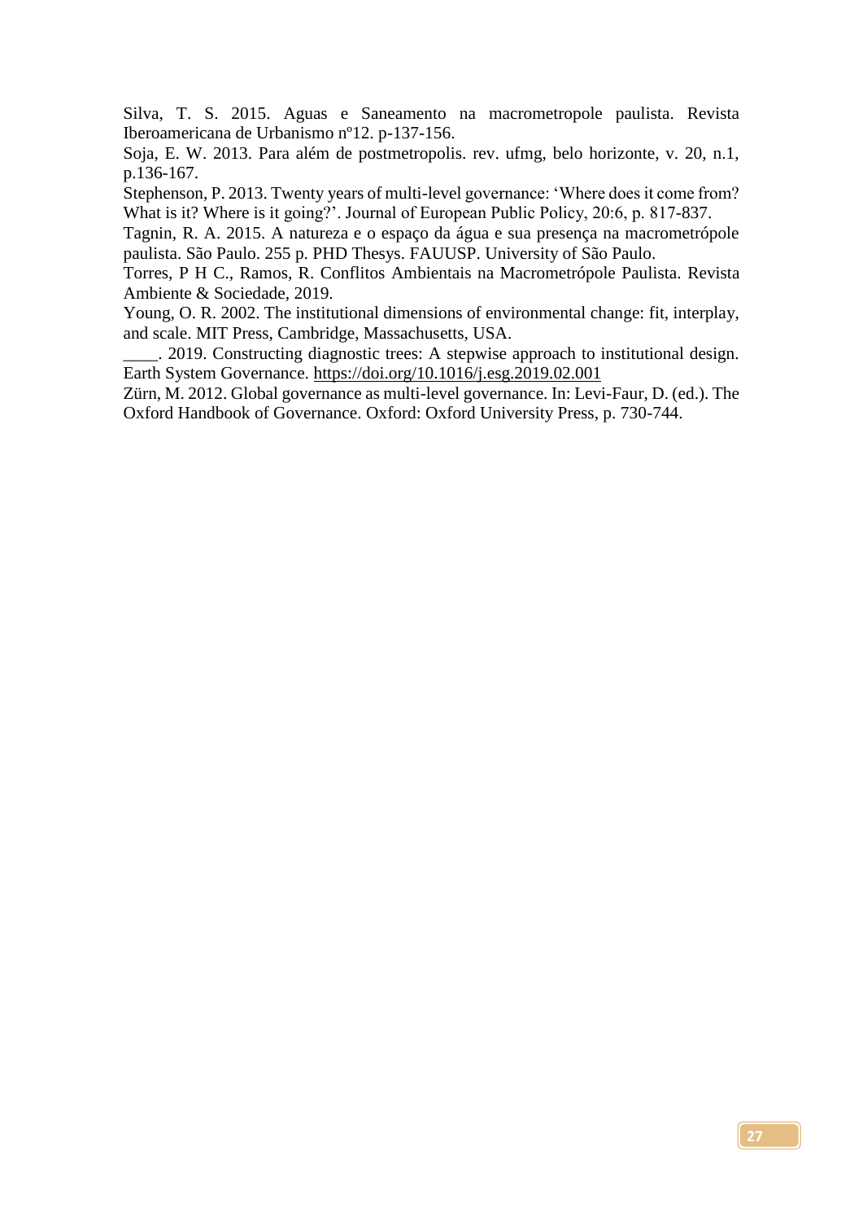Silva, T. S. 2015. Aguas e Saneamento na macrometropole paulista. Revista Iberoamericana de Urbanismo nº12. p-137-156.

Soja, E. W. 2013. Para além de postmetropolis. rev. ufmg, belo horizonte, v. 20, n.1, p.136-167.

Stephenson, P. 2013. Twenty years of multi-level governance: 'Where does it come from? What is it? Where is it going?'. Journal of European Public Policy, 20:6, p. 817-837.

Tagnin, R. A. 2015. A natureza e o espaço da água e sua presença na macrometrópole paulista. São Paulo. 255 p. PHD Thesys. FAUUSP. University of São Paulo.

Torres, P H C., Ramos, R. Conflitos Ambientais na Macrometrópole Paulista. Revista Ambiente & Sociedade, 2019.

Young, O. R. 2002. The institutional dimensions of environmental change: fit, interplay, and scale. MIT Press, Cambridge, Massachusetts, USA.

____. 2019. Constructing diagnostic trees: A stepwise approach to institutional design. Earth System Governance. https://doi.org/10.1016/j.esg.2019.02.001

Zürn, M. 2012. Global governance as multi-level governance. In: Levi-Faur, D. (ed.). The Oxford Handbook of Governance. Oxford: Oxford University Press, p. 730-744.